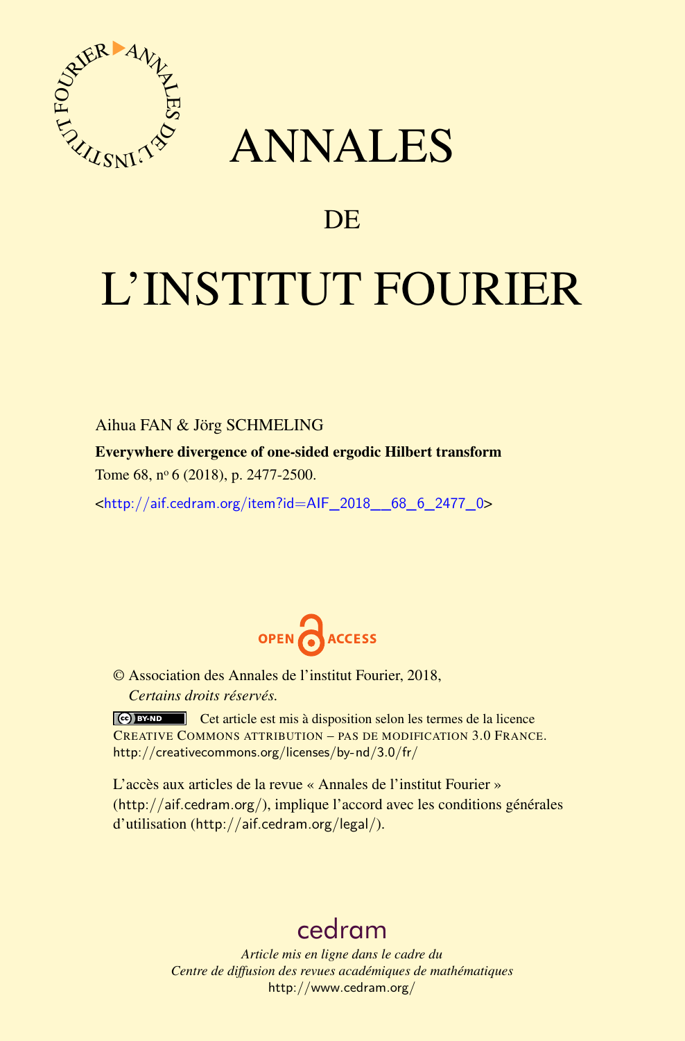# ANNALES

## DE

# L'INSTITUT FOURIER

Aihua FAN & Jörg SCHMELING

**Everywhere divergence of one-sided ergodic Hilbert transform**

Tome 68, n$^{o}$ 6 (2018), p. 2477-2500.

<http://aif.cedram.org/item?id=AIF_2018__68_6_2477_0>

OPEN ACCESS

© Association des Annales de l'institut Fourier, 2018,
*Certains droits réservés.*

Cet article est mis à disposition selon les termes de la licence CREATIVE COMMONS ATTRIBUTION – PAS DE MODIFICATION 3.0 FRANCE.
http://creativecommons.org/licenses/by-nd/3.0/fr/

L'accès aux articles de la revue « Annales de l'institut Fourier » (http://aif.cedram.org/), implique l'accord avec les conditions générales d'utilisation (http://aif.cedram.org/legal/).

cedram

*Article mis en ligne dans le cadre du*
*Centre de diffusion des revues académiques de mathématiques*
http://www.cedram.org/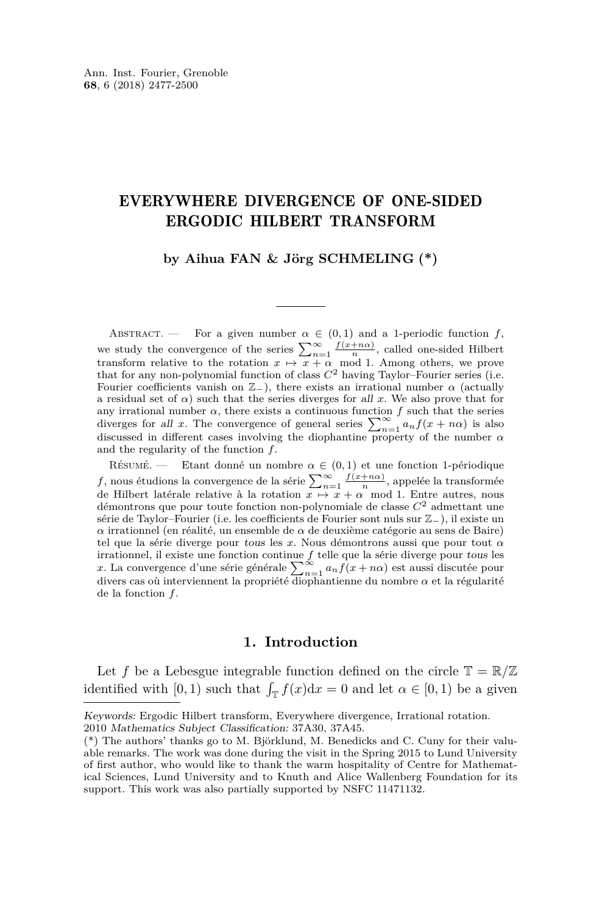# EVERYWHERE DIVERGENCE OF ONE-SIDED ERGODIC HILBERT TRANSFORM

**by Aihua FAN & Jörg SCHMELING (*)**

Abstract. — For a given number $\alpha \in (0,1)$ and a 1-periodic function $f$, we study the convergence of the series $\sum_{n=1}^{\infty} \frac{f(x+n\alpha)}{n}$, called one-sided Hilbert transform relative to the rotation $x \mapsto x + \alpha \mod 1$. Among others, we prove that for any non-polynomial function of class $C^2$ having Taylor–Fourier series (i.e. Fourier coefficients vanish on $\mathbb{Z}_-$), there exists an irrational number $\alpha$ (actually a residual set of $\alpha$) such that the series diverges for *all* $x$. We also prove that for any irrational number $\alpha$, there exists a continuous function $f$ such that the series diverges for *all* $x$. The convergence of general series $\sum_{n=1}^{\infty} a_n f(x+n\alpha)$ is also discussed in different cases involving the diophantine property of the number $\alpha$ and the regularity of the function $f$.

Résumé. — Etant donné un nombre $\alpha \in (0,1)$ et une fonction 1-périodique $f$, nous étudions la convergence de la série $\sum_{n=1}^{\infty} \frac{f(x+n\alpha)}{n}$, appelée la transformée de Hilbert latérale relative à la rotation $x \mapsto x + \alpha \mod 1$. Entre autres, nous démontrons que pour toute fonction non-polynomiale de classe $C^2$ admettant une série de Taylor–Fourier (i.e. les coefficients de Fourier sont nuls sur $\mathbb{Z}_-$), il existe un $\alpha$ irrationnel (en réalité, un ensemble de $\alpha$ de deuxième catégorie au sens de Baire) tel que la série diverge pour *tous* les $x$. Nous démontrons aussi que pour tout $\alpha$ irrationnel, il existe une fonction continue $f$ telle que la série diverge pour *tous* les $x$. La convergence d'une série générale $\sum_{n=1}^{\infty} a_n f(x+n\alpha)$ est aussi discutée pour divers cas où interviennent la propriété diophantienne du nombre $\alpha$ et la régularité de la fonction $f$.

## 1. Introduction

Let $f$ be a Lebesgue integrable function defined on the circle $\mathbb{T} = \mathbb{R}/\mathbb{Z}$ identified with $[0,1)$ such that $\int_{\mathbb{T}} f(x)\mathrm{d}x = 0$ and let $\alpha \in [0,1)$ be a given

---

*Keywords:* Ergodic Hilbert transform, Everywhere divergence, Irrational rotation.
2010 *Mathematics Subject Classification:* 37A30, 37A45.
(*) The authors' thanks go to M. Björklund, M. Benedicks and C. Cuny for their valuable remarks. The work was done during the visit in the Spring 2015 to Lund University of first author, who would like to thank the warm hospitality of Centre for Mathematical Sciences, Lund University and to Knuth and Alice Wallenberg Foundation for its support. This work was also partially supported by NSFC 11471132.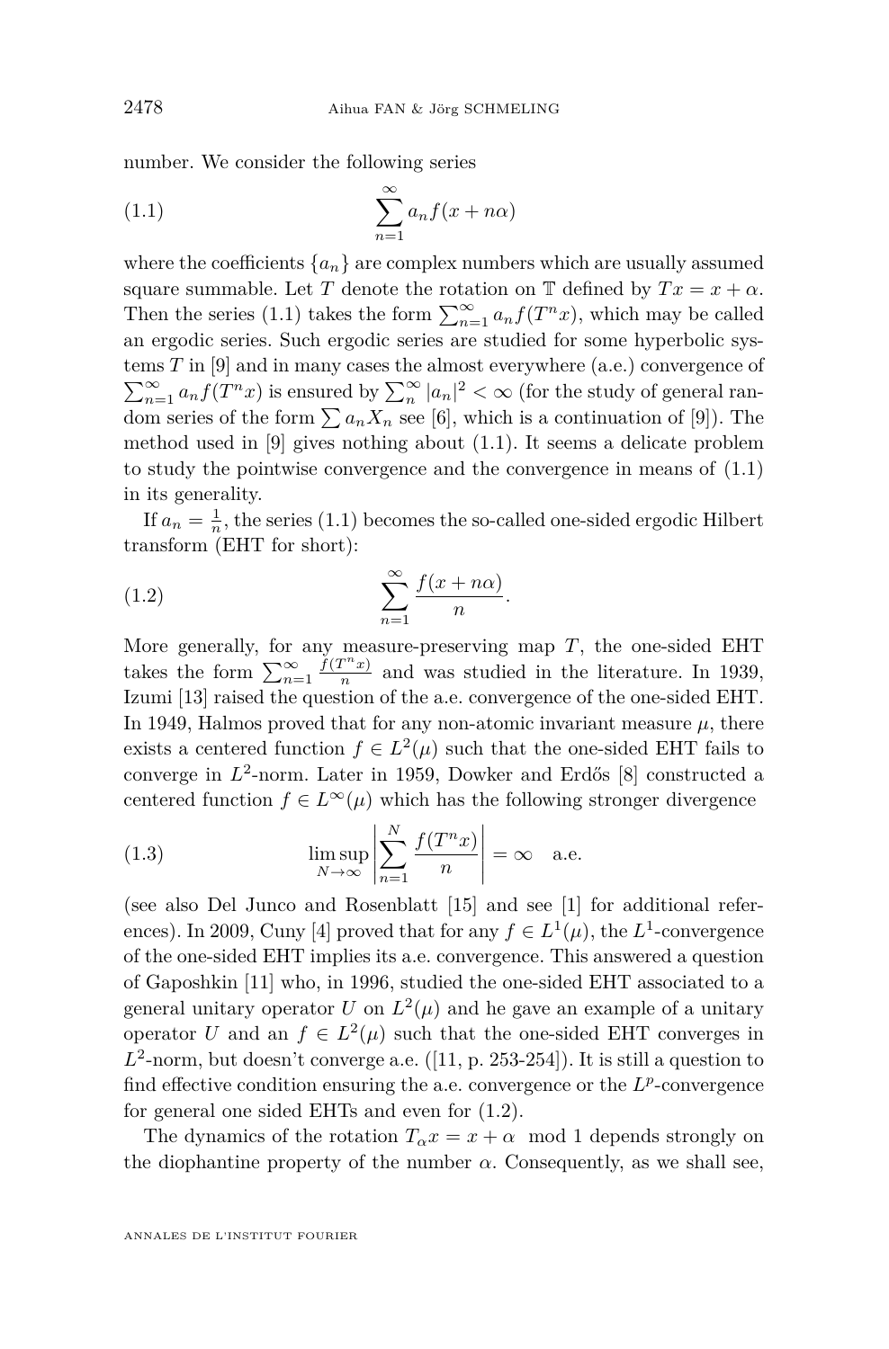number. We consider the following series

$$\sum_{n=1}^{\infty} a_n f(x+n\alpha) \tag{1.1}$$

where the coefficients $\{a_n\}$ are complex numbers which are usually assumed square summable. Let $T$ denote the rotation on $\mathbb{T}$ defined by $Tx = x + \alpha$. Then the series (1.1) takes the form $\sum_{n=1}^{\infty} a_n f(T^n x)$, which may be called an ergodic series. Such ergodic series are studied for some hyperbolic systems $T$ in [9] and in many cases the almost everywhere (a.e.) convergence of $\sum_{n=1}^{\infty} a_n f(T^n x)$ is ensured by $\sum_{n}^{\infty} |a_n|^2 < \infty$ (for the study of general random series of the form $\sum a_n X_n$ see [6], which is a continuation of [9]). The method used in [9] gives nothing about (1.1). It seems a delicate problem to study the pointwise convergence and the convergence in means of (1.1) in its generality.

If $a_n = \frac{1}{n}$, the series (1.1) becomes the so-called one-sided ergodic Hilbert transform (EHT for short):

$$\sum_{n=1}^{\infty} \frac{f(x+n\alpha)}{n}. \tag{1.2}$$

More generally, for any measure-preserving map $T$, the one-sided EHT takes the form $\sum_{n=1}^{\infty} \frac{f(T^n x)}{n}$ and was studied in the literature. In 1939, Izumi [13] raised the question of the a.e. convergence of the one-sided EHT. In 1949, Halmos proved that for any non-atomic invariant measure $\mu$, there exists a centered function $f \in L^2(\mu)$ such that the one-sided EHT fails to converge in $L^2$-norm. Later in 1959, Dowker and Erdős [8] constructed a centered function $f \in L^\infty(\mu)$ which has the following stronger divergence

$$\limsup_{N\to\infty} \left| \sum_{n=1}^{N} \frac{f(T^n x)}{n} \right| = \infty \quad \text{a.e.} \tag{1.3}$$

(see also Del Junco and Rosenblatt [15] and see [1] for additional references). In 2009, Cuny [4] proved that for any $f \in L^1(\mu)$, the $L^1$-convergence of the one-sided EHT implies its a.e. convergence. This answered a question of Gaposhkin [11] who, in 1996, studied the one-sided EHT associated to a general unitary operator $U$ on $L^2(\mu)$ and he gave an example of a unitary operator $U$ and an $f \in L^2(\mu)$ such that the one-sided EHT converges in $L^2$-norm, but doesn't converge a.e. ([11, p. 253-254]). It is still a question to find effective condition ensuring the a.e. convergence or the $L^p$-convergence for general one sided EHTs and even for (1.2).

The dynamics of the rotation $T_\alpha x = x + \alpha \mod 1$ depends strongly on the diophantine property of the number $\alpha$. Consequently, as we shall see,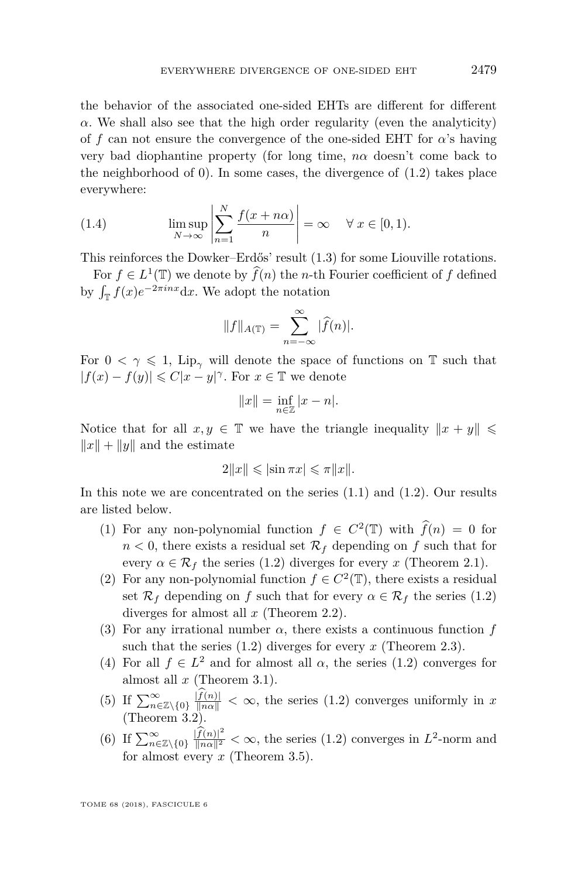the behavior of the associated one-sided EHTs are different for different $\alpha$. We shall also see that the high order regularity (even the analyticity) of $f$ can not ensure the convergence of the one-sided EHT for $\alpha$'s having very bad diophantine property (for long time, $n\alpha$ doesn't come back to the neighborhood of 0). In some cases, the divergence of (1.2) takes place everywhere:

$$\limsup_{N\to\infty}\left|\sum_{n=1}^{N}\frac{f(x+n\alpha)}{n}\right| = \infty \quad \forall\, x\in[0,1). \tag{1.4}$$

This reinforces the Dowker–Erdős' result (1.3) for some Liouville rotations.

For $f\in L^1(\mathbb{T})$ we denote by $\widehat{f}(n)$ the $n$-th Fourier coefficient of $f$ defined by $\int_{\mathbb{T}} f(x)e^{-2\pi i n x}\mathrm{d}x$. We adopt the notation

$$\|f\|_{A(\mathbb{T})} = \sum_{n=-\infty}^{\infty}|\widehat{f}(n)|.$$

For $0<\gamma\leqslant 1$, $\mathrm{Lip}_\gamma$ will denote the space of functions on $\mathbb{T}$ such that $|f(x)-f(y)|\leqslant C|x-y|^\gamma$. For $x\in\mathbb{T}$ we denote

$$\|x\| = \inf_{n\in\mathbb{Z}}|x-n|.$$

Notice that for all $x,y\in\mathbb{T}$ we have the triangle inequality $\|x+y\|\leqslant\|x\|+\|y\|$ and the estimate

$$2\|x\|\leqslant|\sin\pi x|\leqslant\pi\|x\|.$$

In this note we are concentrated on the series (1.1) and (1.2). Our results are listed below.

1. For any non-polynomial function $f\in C^2(\mathbb{T})$ with $\widehat{f}(n)=0$ for $n<0$, there exists a residual set $\mathcal{R}_f$ depending on $f$ such that for every $\alpha\in\mathcal{R}_f$ the series (1.2) diverges for every $x$ (Theorem 2.1).
2. For any non-polynomial function $f\in C^2(\mathbb{T})$, there exists a residual set $\mathcal{R}_f$ depending on $f$ such that for every $\alpha\in\mathcal{R}_f$ the series (1.2) diverges for almost all $x$ (Theorem 2.2).
3. For any irrational number $\alpha$, there exists a continuous function $f$ such that the series (1.2) diverges for every $x$ (Theorem 2.3).
4. For all $f\in L^2$ and for almost all $\alpha$, the series (1.2) converges for almost all $x$ (Theorem 3.1).
5. If $\sum_{n\in\mathbb{Z}\setminus\{0\}}^{\infty}\frac{|\widehat{f}(n)|}{\|n\alpha\|}<\infty$, the series (1.2) converges uniformly in $x$ (Theorem 3.2).
6. If $\sum_{n\in\mathbb{Z}\setminus\{0\}}^{\infty}\frac{|\widehat{f}(n)|^2}{\|n\alpha\|^2}<\infty$, the series (1.2) converges in $L^2$-norm and for almost every $x$ (Theorem 3.5).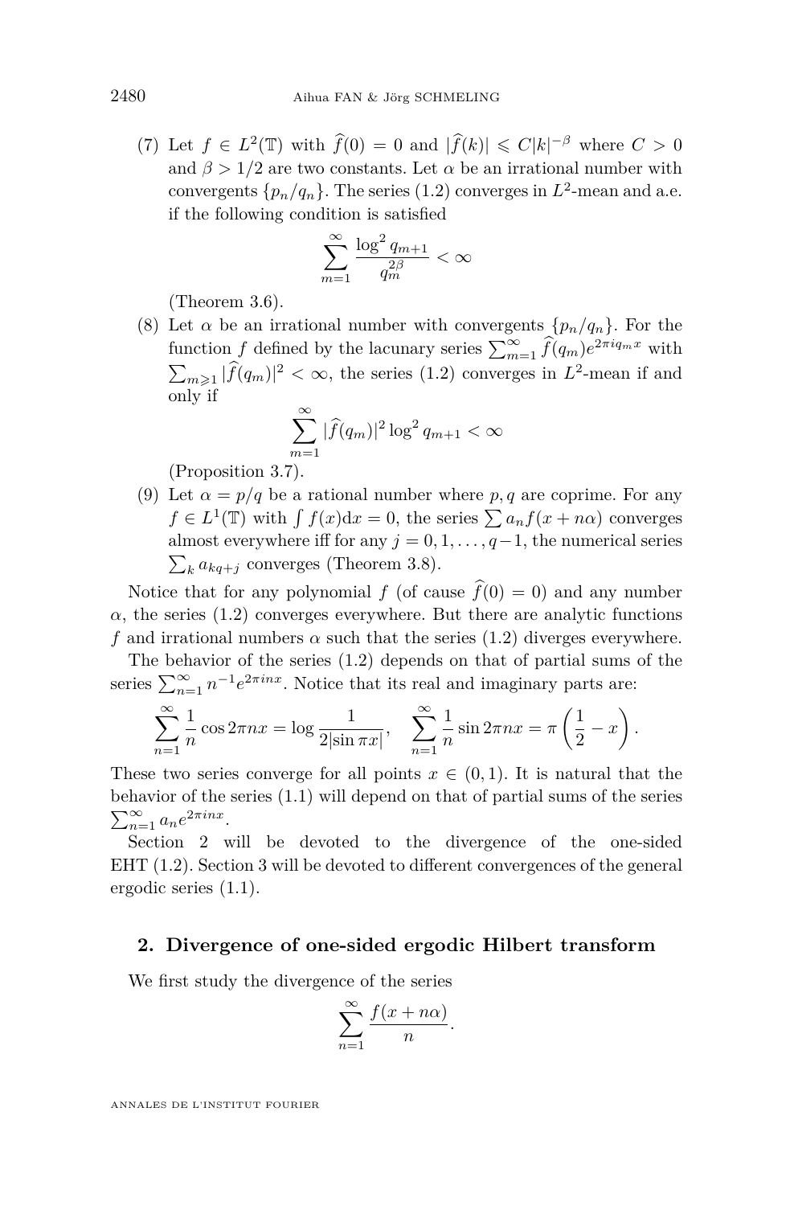(7) Let $f \in L^2(\mathbb{T})$ with $\widehat{f}(0) = 0$ and $|\widehat{f}(k)| \leqslant C|k|^{-\beta}$ where $C > 0$ and $\beta > 1/2$ are two constants. Let $\alpha$ be an irrational number with convergents $\{p_n/q_n\}$. The series (1.2) converges in $L^2$-mean and a.e. if the following condition is satisfied

$$\sum_{m=1}^{\infty} \frac{\log^2 q_{m+1}}{q_m^{2\beta}} < \infty$$

(Theorem 3.6).

(8) Let $\alpha$ be an irrational number with convergents $\{p_n/q_n\}$. For the function $f$ defined by the lacunary series $\sum_{m=1}^{\infty} \widehat{f}(q_m) e^{2\pi i q_m x}$ with $\sum_{m \geqslant 1} |\widehat{f}(q_m)|^2 < \infty$, the series (1.2) converges in $L^2$-mean if and only if

$$\sum_{m=1}^{\infty} |\widehat{f}(q_m)|^2 \log^2 q_{m+1} < \infty$$

(Proposition 3.7).

(9) Let $\alpha = p/q$ be a rational number where $p, q$ are coprime. For any $f \in L^1(\mathbb{T})$ with $\int f(x)\mathrm{d}x = 0$, the series $\sum a_n f(x + n\alpha)$ converges almost everywhere iff for any $j = 0, 1, \ldots, q-1$, the numerical series $\sum_k a_{kq+j}$ converges (Theorem 3.8).

Notice that for any polynomial $f$ (of cause $\widehat{f}(0) = 0$) and any number $\alpha$, the series (1.2) converges everywhere. But there are analytic functions $f$ and irrational numbers $\alpha$ such that the series (1.2) diverges everywhere.

The behavior of the series (1.2) depends on that of partial sums of the series $\sum_{n=1}^{\infty} n^{-1} e^{2\pi i n x}$. Notice that its real and imaginary parts are:

$$\sum_{n=1}^{\infty} \frac{1}{n} \cos 2\pi n x = \log \frac{1}{2|\sin \pi x|}, \quad \sum_{n=1}^{\infty} \frac{1}{n} \sin 2\pi n x = \pi \left( \frac{1}{2} - x \right).$$

These two series converge for all points $x \in (0, 1)$. It is natural that the behavior of the series (1.1) will depend on that of partial sums of the series $\sum_{n=1}^{\infty} a_n e^{2\pi i n x}$.

Section 2 will be devoted to the divergence of the one-sided EHT (1.2). Section 3 will be devoted to different convergences of the general ergodic series (1.1).

## 2. Divergence of one-sided ergodic Hilbert transform

We first study the divergence of the series

$$\sum_{n=1}^{\infty} \frac{f(x + n\alpha)}{n}.$$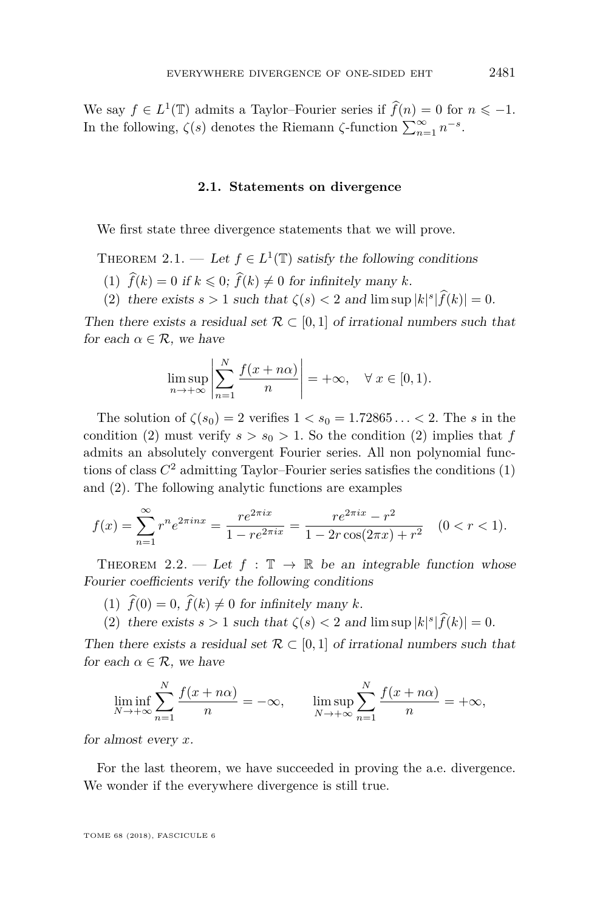We say $f \in L^1(\mathbb{T})$ admits a Taylor–Fourier series if $\widehat{f}(n) = 0$ for $n \leqslant -1$. In the following, $\zeta(s)$ denotes the Riemann $\zeta$-function $\sum_{n=1}^{\infty} n^{-s}$.

### 2.1. Statements on divergence

We first state three divergence statements that we will prove.

Theorem 2.1. — *Let $f \in L^1(\mathbb{T})$ satisfy the following conditions*

1. $\widehat{f}(k) = 0$ *if* $k \leqslant 0$; $\widehat{f}(k) \neq 0$ *for infinitely many* $k$.
2. *there exists* $s > 1$ *such that* $\zeta(s) < 2$ *and* $\limsup |k|^s |\widehat{f}(k)| = 0$.

*Then there exists a residual set $\mathcal{R} \subset [0,1]$ of irrational numbers such that for each $\alpha \in \mathcal{R}$, we have*

$$\limsup_{n \to +\infty} \left| \sum_{n=1}^{N} \frac{f(x+n\alpha)}{n} \right| = +\infty, \quad \forall\, x \in [0,1).$$

The solution of $\zeta(s_0) = 2$ verifies $1 < s_0 = 1.72865\ldots < 2$. The $s$ in the condition (2) must verify $s > s_0 > 1$. So the condition (2) implies that $f$ admits an absolutely convergent Fourier series. All non polynomial functions of class $C^2$ admitting Taylor–Fourier series satisfies the conditions (1) and (2). The following analytic functions are examples

$$f(x) = \sum_{n=1}^{\infty} r^n e^{2\pi i n x} = \frac{r e^{2\pi i x}}{1 - r e^{2\pi i x}} = \frac{r e^{2\pi i x} - r^2}{1 - 2r\cos(2\pi x) + r^2} \quad (0 < r < 1).$$

Theorem 2.2. — *Let $f : \mathbb{T} \to \mathbb{R}$ be an integrable function whose Fourier coefficients verify the following conditions*

1. $\widehat{f}(0) = 0$, $\widehat{f}(k) \neq 0$ *for infinitely many* $k$.
2. *there exists* $s > 1$ *such that* $\zeta(s) < 2$ *and* $\limsup |k|^s |\widehat{f}(k)| = 0$.

*Then there exists a residual set $\mathcal{R} \subset [0,1]$ of irrational numbers such that for each $\alpha \in \mathcal{R}$, we have*

$$\liminf_{N \to +\infty} \sum_{n=1}^{N} \frac{f(x+n\alpha)}{n} = -\infty, \qquad \limsup_{N \to +\infty} \sum_{n=1}^{N} \frac{f(x+n\alpha)}{n} = +\infty,$$

*for almost every $x$.*

For the last theorem, we have succeeded in proving the a.e. divergence. We wonder if the everywhere divergence is still true.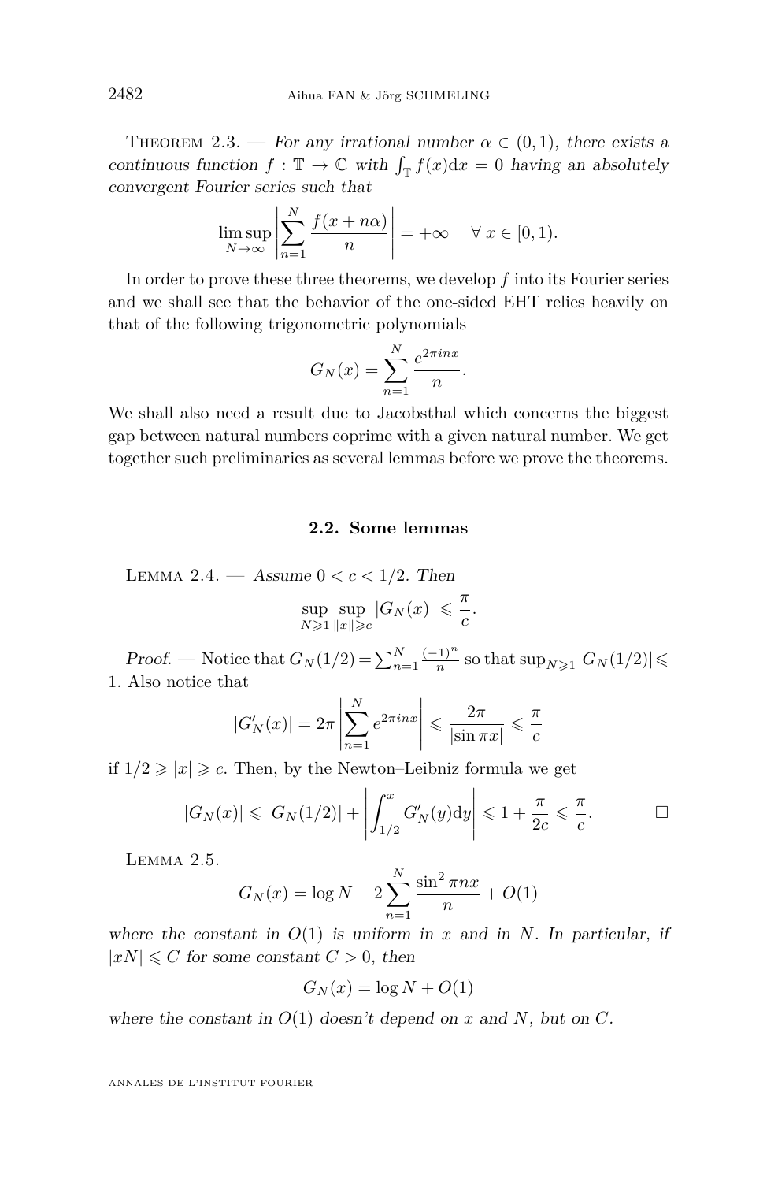Theorem 2.3. — *For any irrational number $\alpha \in (0,1)$, there exists a continuous function $f : \mathbb{T} \to \mathbb{C}$ with $\int_{\mathbb{T}} f(x)\mathrm{d}x = 0$ having an absolutely convergent Fourier series such that*

$$\limsup_{N\to\infty} \left| \sum_{n=1}^{N} \frac{f(x+n\alpha)}{n} \right| = +\infty \quad \forall\, x \in [0,1).$$

In order to prove these three theorems, we develop $f$ into its Fourier series and we shall see that the behavior of the one-sided EHT relies heavily on that of the following trigonometric polynomials

$$G_N(x) = \sum_{n=1}^{N} \frac{e^{2\pi i n x}}{n}.$$

We shall also need a result due to Jacobsthal which concerns the biggest gap between natural numbers coprime with a given natural number. We get together such preliminaries as several lemmas before we prove the theorems.

## 2.2. Some lemmas

Lemma 2.4. — *Assume $0 < c < 1/2$. Then*

$$\sup_{N\geqslant 1} \sup_{\|x\|\geqslant c} |G_N(x)| \leqslant \frac{\pi}{c}.$$

*Proof.* — Notice that $G_N(1/2) = \sum_{n=1}^{N} \frac{(-1)^n}{n}$ so that $\sup_{N\geqslant 1} |G_N(1/2)| \leqslant 1$. Also notice that

$$|G_N'(x)| = 2\pi \left| \sum_{n=1}^{N} e^{2\pi i n x} \right| \leqslant \frac{2\pi}{|\sin \pi x|} \leqslant \frac{\pi}{c}$$

if $1/2 \geqslant |x| \geqslant c$. Then, by the Newton–Leibniz formula we get

$$|G_N(x)| \leqslant |G_N(1/2)| + \left| \int_{1/2}^{x} G_N'(y)\mathrm{d}y \right| \leqslant 1 + \frac{\pi}{2c} \leqslant \frac{\pi}{c}. \qquad \square$$

Lemma 2.5.

$$G_N(x) = \log N - 2\sum_{n=1}^{N} \frac{\sin^2 \pi n x}{n} + O(1)$$

*where the constant in $O(1)$ is uniform in $x$ and in $N$. In particular, if $|xN| \leqslant C$ for some constant $C > 0$, then*

$$G_N(x) = \log N + O(1)$$

*where the constant in $O(1)$ doesn't depend on $x$ and $N$, but on $C$.*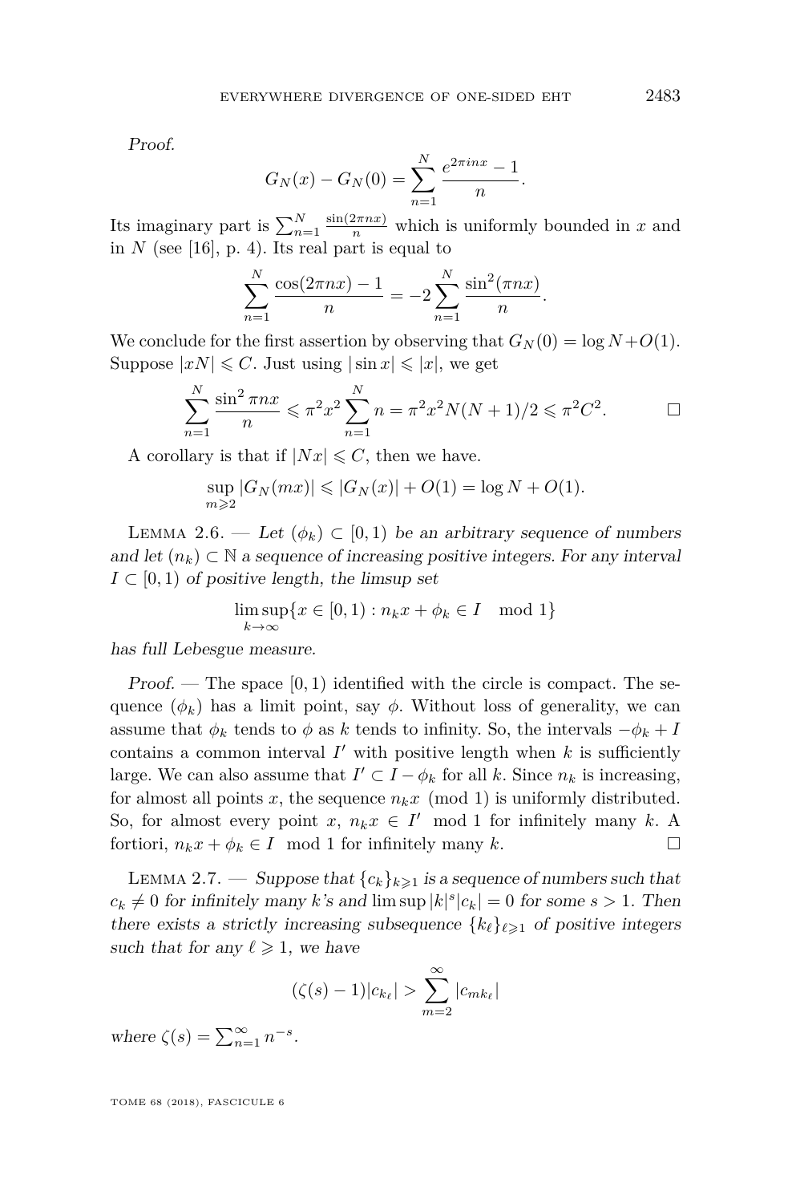*Proof.*

$$G_N(x) - G_N(0) = \sum_{n=1}^{N} \frac{e^{2\pi i n x} - 1}{n}.$$

Its imaginary part is $\sum_{n=1}^{N} \frac{\sin(2\pi n x)}{n}$ which is uniformly bounded in $x$ and in $N$ (see [16], p. 4). Its real part is equal to

$$\sum_{n=1}^{N} \frac{\cos(2\pi n x) - 1}{n} = -2 \sum_{n=1}^{N} \frac{\sin^2(\pi n x)}{n}.$$

We conclude for the first assertion by observing that $G_N(0) = \log N + O(1)$. Suppose $|xN| \leqslant C$. Just using $|\sin x| \leqslant |x|$, we get

$$\sum_{n=1}^{N} \frac{\sin^2 \pi n x}{n} \leqslant \pi^2 x^2 \sum_{n=1}^{N} n = \pi^2 x^2 N(N+1)/2 \leqslant \pi^2 C^2. \qquad \square$$

A corollary is that if $|Nx| \leqslant C$, then we have.

$$\sup_{m \geqslant 2} |G_N(mx)| \leqslant |G_N(x)| + O(1) = \log N + O(1).$$

Lemma 2.6. — *Let $(\phi_k) \subset [0,1)$ be an arbitrary sequence of numbers and let $(n_k) \subset \mathbb{N}$ a sequence of increasing positive integers. For any interval $I \subset [0,1)$ of positive length, the limsup set*

$$\limsup_{k \to \infty} \{x \in [0,1) : n_k x + \phi_k \in I \mod 1\}$$

*has full Lebesgue measure.*

*Proof.* — The space $[0,1)$ identified with the circle is compact. The sequence $(\phi_k)$ has a limit point, say $\phi$. Without loss of generality, we can assume that $\phi_k$ tends to $\phi$ as $k$ tends to infinity. So, the intervals $-\phi_k + I$ contains a common interval $I'$ with positive length when $k$ is sufficiently large. We can also assume that $I' \subset I - \phi_k$ for all $k$. Since $n_k$ is increasing, for almost all points $x$, the sequence $n_k x \pmod 1$ is uniformly distributed. So, for almost every point $x$, $n_k x \in I' \mod 1$ for infinitely many $k$. A fortiori, $n_k x + \phi_k \in I \mod 1$ for infinitely many $k$. $\square$

Lemma 2.7. — *Suppose that $\{c_k\}_{k \geqslant 1}$ is a sequence of numbers such that $c_k \neq 0$ for infinitely many $k$'s and $\limsup |k|^s |c_k| = 0$ for some $s > 1$. Then there exists a strictly increasing subsequence $\{k_\ell\}_{\ell \geqslant 1}$ of positive integers such that for any $\ell \geqslant 1$, we have*

$$(\zeta(s) - 1)|c_{k_\ell}| > \sum_{m=2}^{\infty} |c_{m k_\ell}|$$

*where $\zeta(s) = \sum_{n=1}^{\infty} n^{-s}$.*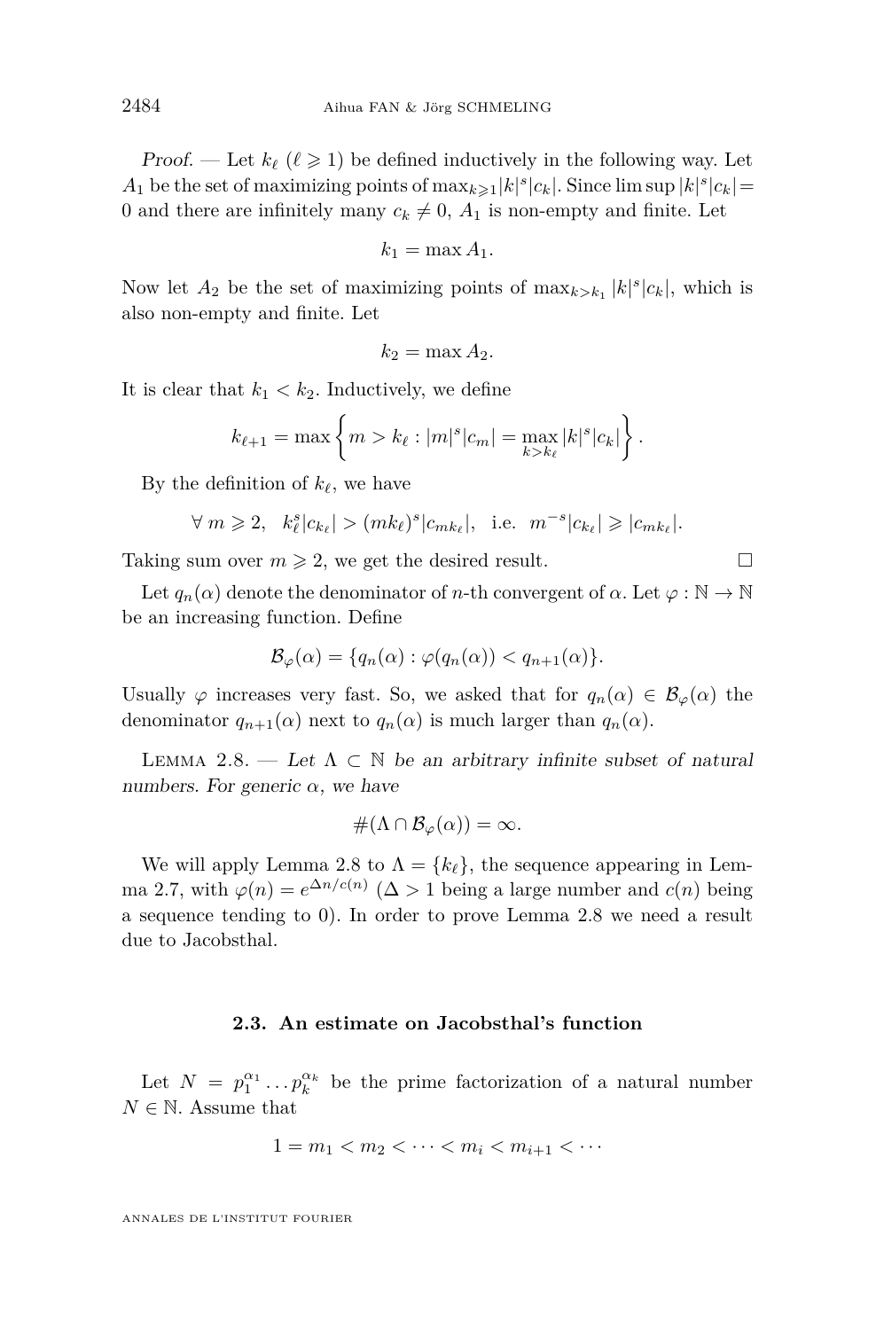*Proof.* — Let $k_\ell$ ($\ell \geqslant 1$) be defined inductively in the following way. Let $A_1$ be the set of maximizing points of $\max_{k\geqslant 1}|k|^s|c_k|$. Since $\limsup |k|^s|c_k| = 0$ and there are infinitely many $c_k \neq 0$, $A_1$ is non-empty and finite. Let

$$k_1 = \max A_1.$$

Now let $A_2$ be the set of maximizing points of $\max_{k>k_1}|k|^s|c_k|$, which is also non-empty and finite. Let

$$k_2 = \max A_2.$$

It is clear that $k_1 < k_2$. Inductively, we define

$$k_{\ell+1} = \max\left\{ m > k_\ell : |m|^s|c_m| = \max_{k>k_\ell}|k|^s|c_k| \right\}.$$

By the definition of $k_\ell$, we have

$$\forall\, m \geqslant 2, \quad k_\ell^s|c_{k_\ell}| > (mk_\ell)^s|c_{mk_\ell}|, \quad \text{i.e.} \quad m^{-s}|c_{k_\ell}| \geqslant |c_{mk_\ell}|.$$

Taking sum over $m \geqslant 2$, we get the desired result. $\square$

Let $q_n(\alpha)$ denote the denominator of $n$-th convergent of $\alpha$. Let $\varphi : \mathbb{N} \to \mathbb{N}$ be an increasing function. Define

$$\mathcal{B}_\varphi(\alpha) = \{q_n(\alpha) : \varphi(q_n(\alpha)) < q_{n+1}(\alpha)\}.$$

Usually $\varphi$ increases very fast. So, we asked that for $q_n(\alpha) \in \mathcal{B}_\varphi(\alpha)$ the denominator $q_{n+1}(\alpha)$ next to $q_n(\alpha)$ is much larger than $q_n(\alpha)$.

Lemma 2.8. — *Let $\Lambda \subset \mathbb{N}$ be an arbitrary infinite subset of natural numbers. For generic $\alpha$, we have*

$$\#(\Lambda \cap \mathcal{B}_\varphi(\alpha)) = \infty.$$

We will apply Lemma 2.8 to $\Lambda = \{k_\ell\}$, the sequence appearing in Lemma 2.7, with $\varphi(n) = e^{\Delta n/c(n)}$ ($\Delta > 1$ being a large number and $c(n)$ being a sequence tending to 0). In order to prove Lemma 2.8 we need a result due to Jacobsthal.

### 2.3. An estimate on Jacobsthal's function

Let $N = p_1^{\alpha_1} \dots p_k^{\alpha_k}$ be the prime factorization of a natural number $N \in \mathbb{N}$. Assume that

$$1 = m_1 < m_2 < \cdots < m_i < m_{i+1} < \cdots$$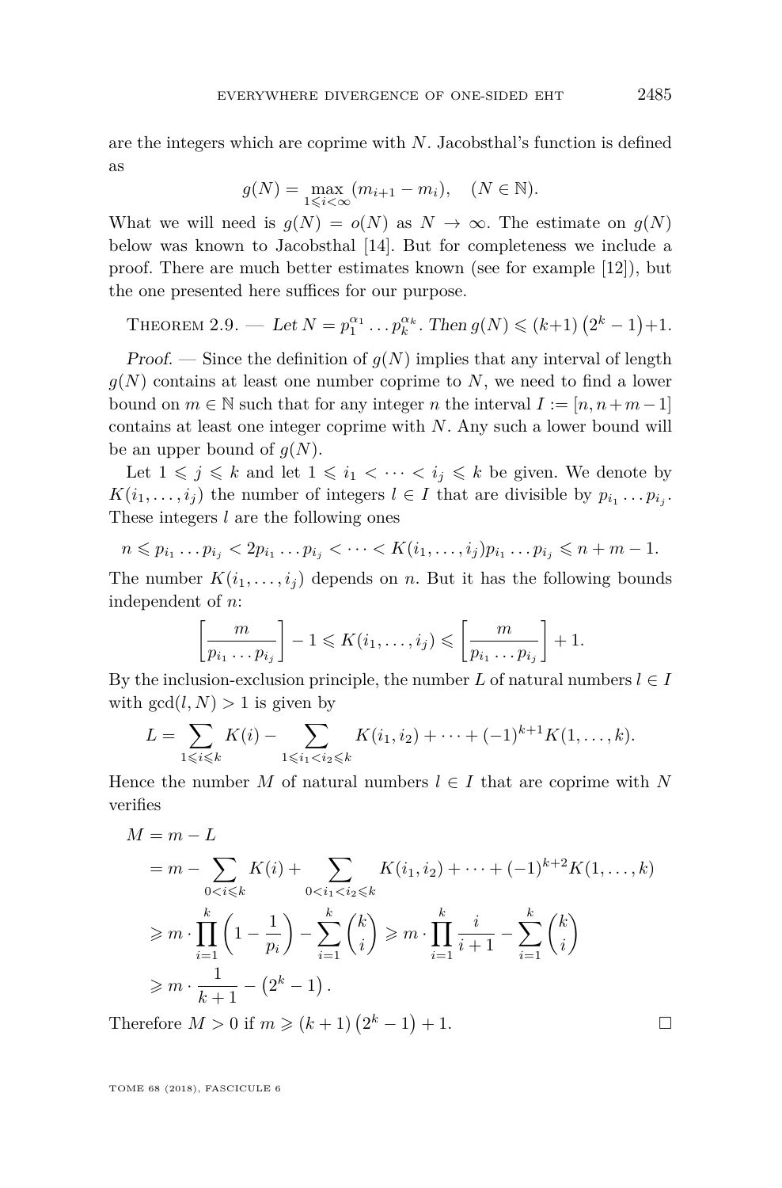are the integers which are coprime with $N$. Jacobsthal's function is defined as

$$g(N) = \max_{1 \leqslant i < \infty} (m_{i+1} - m_i), \quad (N \in \mathbb{N}).$$

What we will need is $g(N) = o(N)$ as $N \to \infty$. The estimate on $g(N)$ below was known to Jacobsthal [14]. But for completeness we include a proof. There are much better estimates known (see for example [12]), but the one presented here suffices for our purpose.

Theorem 2.9. — *Let $N = p_1^{\alpha_1} \dots p_k^{\alpha_k}$. Then $g(N) \leqslant (k+1)\left(2^k - 1\right) + 1$.*

*Proof.* — Since the definition of $g(N)$ implies that any interval of length $g(N)$ contains at least one number coprime to $N$, we need to find a lower bound on $m \in \mathbb{N}$ such that for any integer $n$ the interval $I := [n, n+m-1]$ contains at least one integer coprime with $N$. Any such a lower bound will be an upper bound of $g(N)$.

Let $1 \leqslant j \leqslant k$ and let $1 \leqslant i_1 < \dots < i_j \leqslant k$ be given. We denote by $K(i_1, \dots, i_j)$ the number of integers $l \in I$ that are divisible by $p_{i_1} \dots p_{i_j}$. These integers $l$ are the following ones

$$n \leqslant p_{i_1} \dots p_{i_j} < 2 p_{i_1} \dots p_{i_j} < \dots < K(i_1, \dots, i_j) p_{i_1} \dots p_{i_j} \leqslant n + m - 1.$$

The number $K(i_1, \dots, i_j)$ depends on $n$. But it has the following bounds independent of $n$:

$$\left[\frac{m}{p_{i_1} \dots p_{i_j}}\right] - 1 \leqslant K(i_1, \dots, i_j) \leqslant \left[\frac{m}{p_{i_1} \dots p_{i_j}}\right] + 1.$$

By the inclusion-exclusion principle, the number $L$ of natural numbers $l \in I$ with $\gcd(l, N) > 1$ is given by

$$L = \sum_{1 \leqslant i \leqslant k} K(i) - \sum_{1 \leqslant i_1 < i_2 \leqslant k} K(i_1, i_2) + \dots + (-1)^{k+1} K(1, \dots, k).$$

Hence the number $M$ of natural numbers $l \in I$ that are coprime with $N$ verifies

$$\begin{aligned}
M &= m - L \\
&= m - \sum_{0 < i \leqslant k} K(i) + \sum_{0 < i_1 < i_2 \leqslant k} K(i_1, i_2) + \dots + (-1)^{k+2} K(1, \dots, k) \\
&\geqslant m \cdot \prod_{i=1}^{k} \left(1 - \frac{1}{p_i}\right) - \sum_{i=1}^{k} \binom{k}{i} \geqslant m \cdot \prod_{i=1}^{k} \frac{i}{i+1} - \sum_{i=1}^{k} \binom{k}{i} \\
&\geqslant m \cdot \frac{1}{k+1} - \left(2^k - 1\right).
\end{aligned}$$

Therefore $M > 0$ if $m \geqslant (k+1)\left(2^k - 1\right) + 1$. $\square$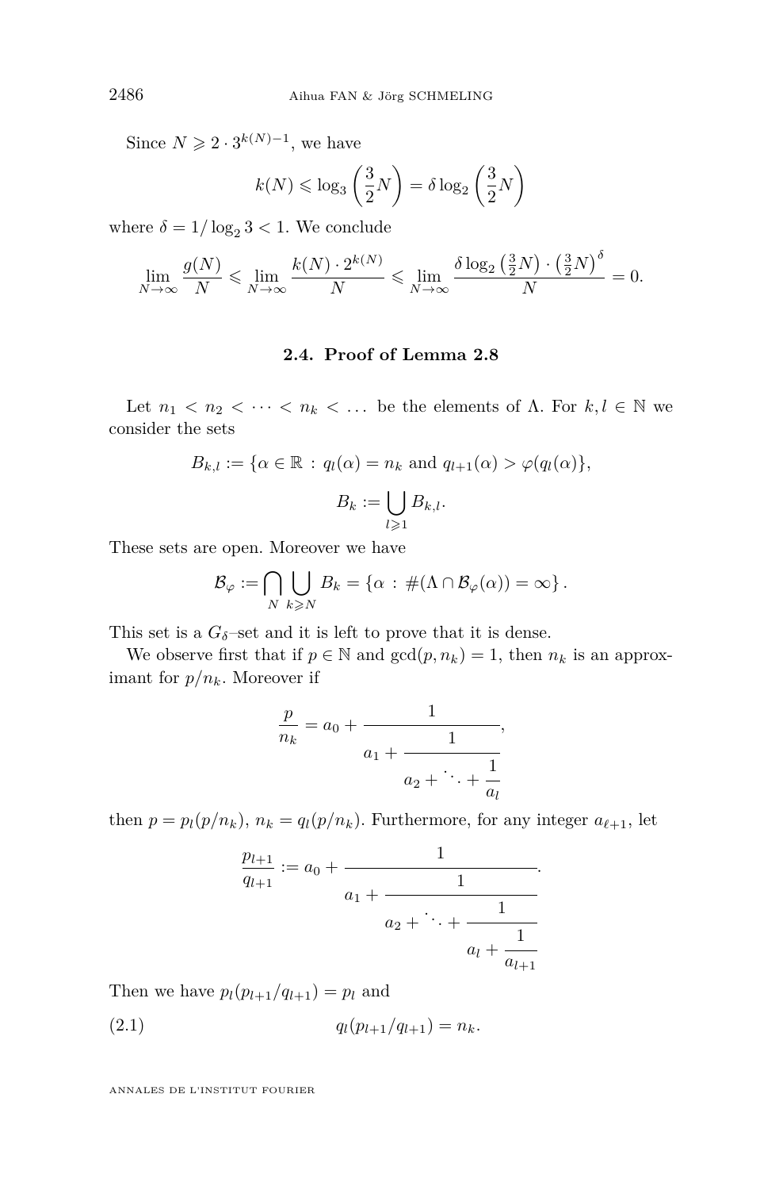Since $N \geqslant 2 \cdot 3^{k(N)-1}$, we have

$$k(N) \leqslant \log_3\left(\frac{3}{2}N\right) = \delta \log_2\left(\frac{3}{2}N\right)$$

where $\delta = 1/\log_2 3 < 1$. We conclude

$$\lim_{N\to\infty} \frac{g(N)}{N} \leqslant \lim_{N\to\infty} \frac{k(N)\cdot 2^{k(N)}}{N} \leqslant \lim_{N\to\infty} \frac{\delta \log_2\left(\frac{3}{2}N\right)\cdot\left(\frac{3}{2}N\right)^{\delta}}{N} = 0.$$

### 2.4. Proof of Lemma 2.8

Let $n_1 < n_2 < \cdots < n_k < \ldots$ be the elements of $\Lambda$. For $k, l \in \mathbb{N}$ we consider the sets

$$B_{k,l} := \{\alpha \in \mathbb{R} \,:\, q_l(\alpha) = n_k \text{ and } q_{l+1}(\alpha) > \varphi(q_l(\alpha)\},$$

$$B_k := \bigcup_{l\geqslant 1} B_{k,l}.$$

These sets are open. Moreover we have

$$\mathcal{B}_\varphi := \bigcap_N \bigcup_{k\geqslant N} B_k = \{\alpha \,:\, \#(\Lambda \cap \mathcal{B}_\varphi(\alpha)) = \infty\}.$$

This set is a $G_\delta$–set and it is left to prove that it is dense.

We observe first that if $p \in \mathbb{N}$ and $\gcd(p, n_k) = 1$, then $n_k$ is an approximant for $p/n_k$. Moreover if

$$\frac{p}{n_k} = a_0 + \cfrac{1}{a_1 + \cfrac{1}{a_2 + \ddots + \cfrac{1}{a_l}}},$$

then $p = p_l(p/n_k)$, $n_k = q_l(p/n_k)$. Furthermore, for any integer $a_{\ell+1}$, let

$$\frac{p_{l+1}}{q_{l+1}} := a_0 + \cfrac{1}{a_1 + \cfrac{1}{a_2 + \ddots + \cfrac{1}{a_l + \cfrac{1}{a_{l+1}}}}}.$$

Then we have $p_l(p_{l+1}/q_{l+1}) = p_l$ and

$$q_l(p_{l+1}/q_{l+1}) = n_k. \tag{2.1}$$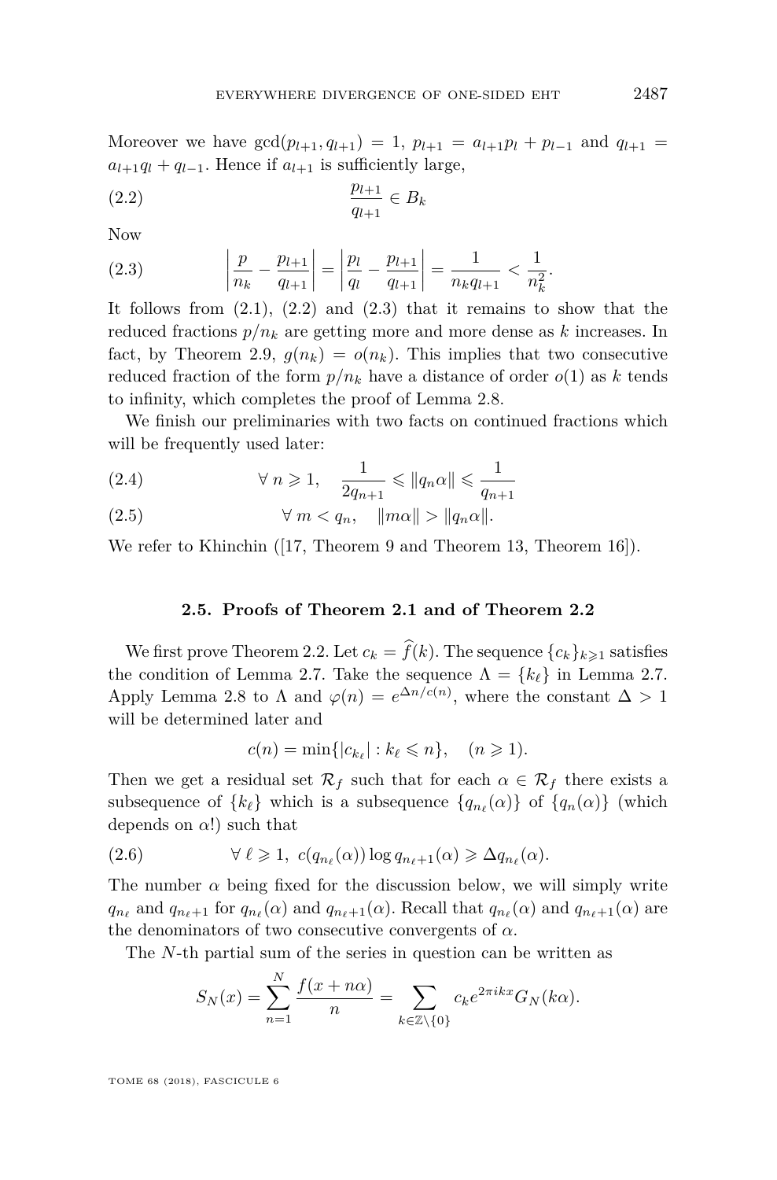Moreover we have $\gcd(p_{l+1}, q_{l+1}) = 1$, $p_{l+1} = a_{l+1}p_l + p_{l-1}$ and $q_{l+1} = a_{l+1}q_l + q_{l-1}$. Hence if $a_{l+1}$ is sufficiently large,

$$\frac{p_{l+1}}{q_{l+1}} \in B_k \tag{2.2}$$

Now

$$\left|\frac{p}{n_k} - \frac{p_{l+1}}{q_{l+1}}\right| = \left|\frac{p_l}{q_l} - \frac{p_{l+1}}{q_{l+1}}\right| = \frac{1}{n_k q_{l+1}} < \frac{1}{n_k^2}. \tag{2.3}$$

It follows from (2.1), (2.2) and (2.3) that it remains to show that the reduced fractions $p/n_k$ are getting more and more dense as $k$ increases. In fact, by Theorem 2.9, $g(n_k) = o(n_k)$. This implies that two consecutive reduced fraction of the form $p/n_k$ have a distance of order $o(1)$ as $k$ tends to infinity, which completes the proof of Lemma 2.8.

We finish our preliminaries with two facts on continued fractions which will be frequently used later:

$$\forall\, n \geqslant 1, \quad \frac{1}{2q_{n+1}} \leqslant \|q_n\alpha\| \leqslant \frac{1}{q_{n+1}} \tag{2.4}$$

$$\forall\, m < q_n, \quad \|m\alpha\| > \|q_n\alpha\|. \tag{2.5}$$

We refer to Khinchin ([17, Theorem 9 and Theorem 13, Theorem 16]).

### 2.5. Proofs of Theorem 2.1 and of Theorem 2.2

We first prove Theorem 2.2. Let $c_k = \widehat{f}(k)$. The sequence $\{c_k\}_{k\geqslant 1}$ satisfies the condition of Lemma 2.7. Take the sequence $\Lambda = \{k_\ell\}$ in Lemma 2.7. Apply Lemma 2.8 to $\Lambda$ and $\varphi(n) = e^{\Delta n/c(n)}$, where the constant $\Delta > 1$ will be determined later and

$$c(n) = \min\{|c_{k_\ell}| : k_\ell \leqslant n\}, \quad (n \geqslant 1).$$

Then we get a residual set $\mathcal{R}_f$ such that for each $\alpha \in \mathcal{R}_f$ there exists a subsequence of $\{k_\ell\}$ which is a subsequence $\{q_{n_\ell}(\alpha)\}$ of $\{q_n(\alpha)\}$ (which depends on $\alpha$!) such that

$$\forall\, \ell \geqslant 1,\ c(q_{n_\ell}(\alpha)) \log q_{n_\ell+1}(\alpha) \geqslant \Delta q_{n_\ell}(\alpha). \tag{2.6}$$

The number $\alpha$ being fixed for the discussion below, we will simply write $q_{n_\ell}$ and $q_{n_\ell+1}$ for $q_{n_\ell}(\alpha)$ and $q_{n_\ell+1}(\alpha)$. Recall that $q_{n_\ell}(\alpha)$ and $q_{n_\ell+1}(\alpha)$ are the denominators of two consecutive convergents of $\alpha$.

The $N$-th partial sum of the series in question can be written as

$$S_N(x) = \sum_{n=1}^{N} \frac{f(x+n\alpha)}{n} = \sum_{k\in\mathbb{Z}\setminus\{0\}} c_k e^{2\pi i k x} G_N(k\alpha).$$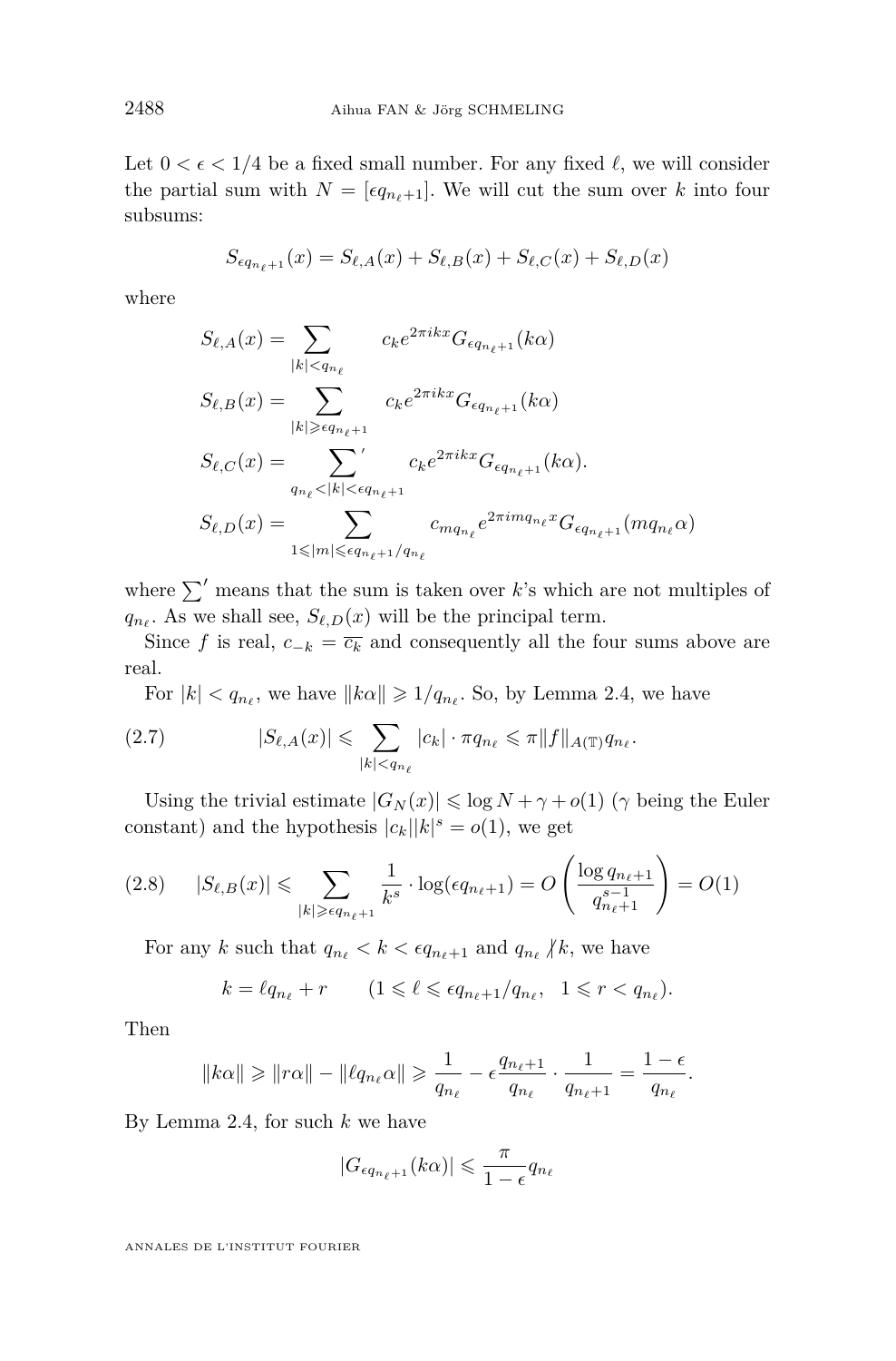Let $0 < \epsilon < 1/4$ be a fixed small number. For any fixed $\ell$, we will consider the partial sum with $N = [\epsilon q_{n_\ell+1}]$. We will cut the sum over $k$ into four subsums:

$$S_{\epsilon q_{n_\ell+1}}(x) = S_{\ell,A}(x) + S_{\ell,B}(x) + S_{\ell,C}(x) + S_{\ell,D}(x)$$

where

$$\begin{aligned}
S_{\ell,A}(x) &= \sum_{|k|<q_{n_\ell}} c_k e^{2\pi i k x} G_{\epsilon q_{n_\ell+1}}(k\alpha) \\
S_{\ell,B}(x) &= \sum_{|k|\geqslant \epsilon q_{n_\ell+1}} c_k e^{2\pi i k x} G_{\epsilon q_{n_\ell+1}}(k\alpha) \\
S_{\ell,C}(x) &= \sum_{q_{n_\ell}<|k|<\epsilon q_{n_\ell+1}}{}' c_k e^{2\pi i k x} G_{\epsilon q_{n_\ell+1}}(k\alpha). \\
S_{\ell,D}(x) &= \sum_{1\leqslant |m|\leqslant \epsilon q_{n_\ell+1}/q_{n_\ell}} c_{m q_{n_\ell}} e^{2\pi i m q_{n_\ell} x} G_{\epsilon q_{n_\ell+1}}(m q_{n_\ell}\alpha)
\end{aligned}$$

where $\sum'$ means that the sum is taken over $k$'s which are not multiples of $q_{n_\ell}$. As we shall see, $S_{\ell,D}(x)$ will be the principal term.

Since $f$ is real, $c_{-k} = \overline{c_k}$ and consequently all the four sums above are real.

For $|k| < q_{n_\ell}$, we have $\|k\alpha\| \geqslant 1/q_{n_\ell}$. So, by Lemma 2.4, we have

$$|S_{\ell,A}(x)| \leqslant \sum_{|k|<q_{n_\ell}} |c_k| \cdot \pi q_{n_\ell} \leqslant \pi \|f\|_{A(\mathbb{T})} q_{n_\ell}. \tag{2.7}$$

Using the trivial estimate $|G_N(x)| \leqslant \log N + \gamma + o(1)$ ($\gamma$ being the Euler constant) and the hypothesis $|c_k||k|^s = o(1)$, we get

$$|S_{\ell,B}(x)| \leqslant \sum_{|k|\geqslant \epsilon q_{n_\ell+1}} \frac{1}{k^s} \cdot \log(\epsilon q_{n_\ell+1}) = O\left(\frac{\log q_{n_\ell+1}}{q_{n_\ell+1}^{s-1}}\right) = O(1) \tag{2.8}$$

For any $k$ such that $q_{n_\ell} < k < \epsilon q_{n_\ell+1}$ and $q_{n_\ell} \not| k$, we have

$$k = \ell q_{n_\ell} + r \qquad (1 \leqslant \ell \leqslant \epsilon q_{n_\ell+1}/q_{n_\ell}, \quad 1 \leqslant r < q_{n_\ell}).$$

Then

$$\|k\alpha\| \geqslant \|r\alpha\| - \|\ell q_{n_\ell}\alpha\| \geqslant \frac{1}{q_{n_\ell}} - \epsilon \frac{q_{n_\ell+1}}{q_{n_\ell}} \cdot \frac{1}{q_{n_\ell+1}} = \frac{1-\epsilon}{q_{n_\ell}}.$$

By Lemma 2.4, for such $k$ we have

$$|G_{\epsilon q_{n_\ell+1}}(k\alpha)| \leqslant \frac{\pi}{1-\epsilon} q_{n_\ell}$$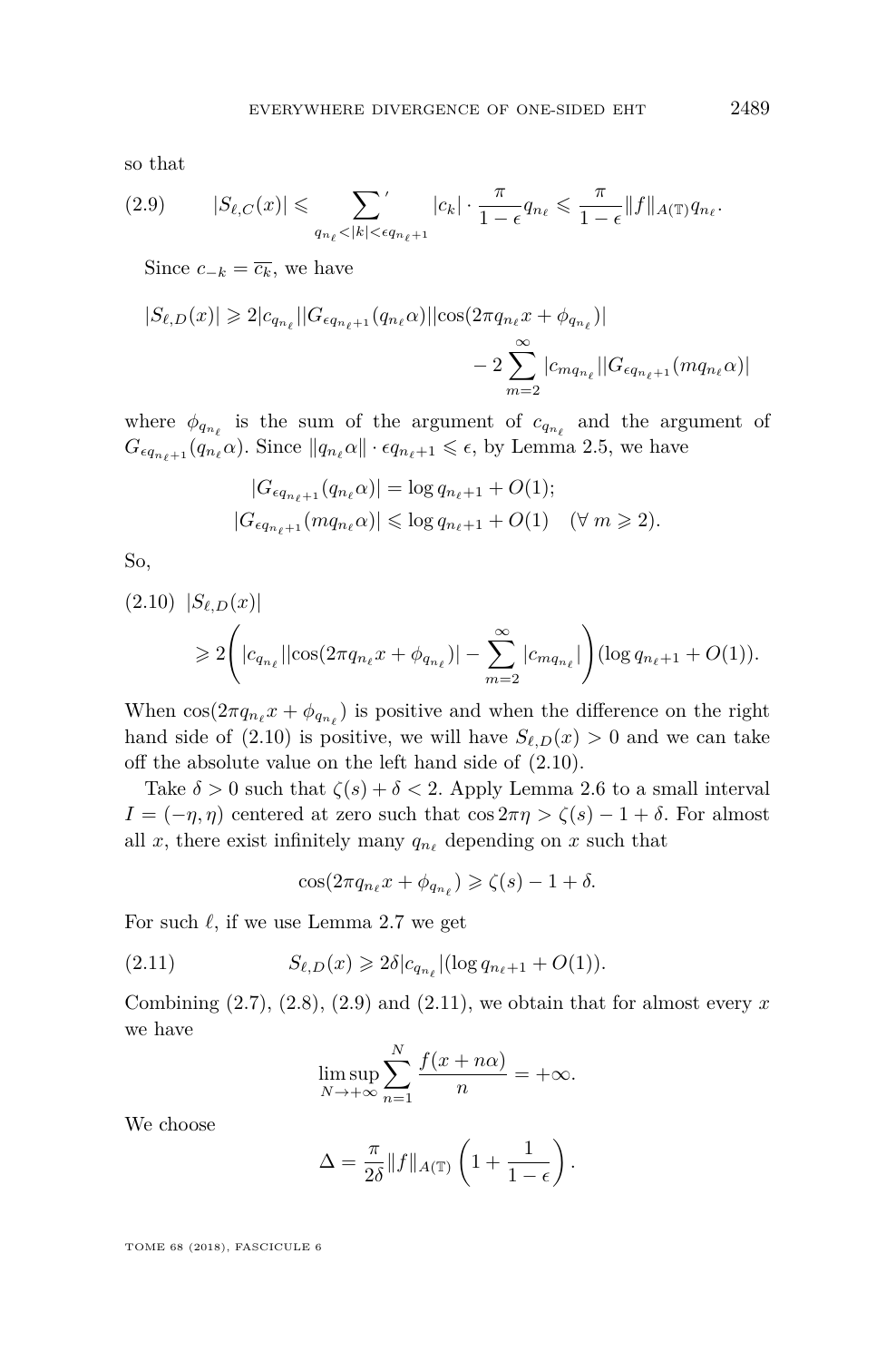so that

$$|S_{\ell,C}(x)| \leqslant \sum_{q_{n_\ell} < |k| < \epsilon q_{n_\ell+1}}{}' |c_k| \cdot \frac{\pi}{1-\epsilon} q_{n_\ell} \leqslant \frac{\pi}{1-\epsilon} \|f\|_{A(\mathbb{T})} q_{n_\ell}. \tag{2.9}$$

Since $c_{-k} = \overline{c_k}$, we have

$$|S_{\ell,D}(x)| \geqslant 2|c_{q_{n_\ell}}||G_{\epsilon q_{n_\ell+1}}(q_{n_\ell}\alpha)||\cos(2\pi q_{n_\ell} x + \phi_{q_{n_\ell}})| - 2\sum_{m=2}^{\infty} |c_{m q_{n_\ell}}||G_{\epsilon q_{n_\ell+1}}(m q_{n_\ell}\alpha)|$$

where $\phi_{q_{n_\ell}}$ is the sum of the argument of $c_{q_{n_\ell}}$ and the argument of $G_{\epsilon q_{n_\ell+1}}(q_{n_\ell}\alpha)$. Since $\|q_{n_\ell}\alpha\| \cdot \epsilon q_{n_\ell+1} \leqslant \epsilon$, by Lemma 2.5, we have

$$|G_{\epsilon q_{n_\ell+1}}(q_{n_\ell}\alpha)| = \log q_{n_\ell+1} + O(1);$$
$$|G_{\epsilon q_{n_\ell+1}}(m q_{n_\ell}\alpha)| \leqslant \log q_{n_\ell+1} + O(1) \quad (\forall\, m \geqslant 2).$$

So,

$$|S_{\ell,D}(x)| \geqslant 2\left(|c_{q_{n_\ell}}||\cos(2\pi q_{n_\ell} x + \phi_{q_{n_\ell}})| - \sum_{m=2}^{\infty} |c_{m q_{n_\ell}}|\right)(\log q_{n_\ell+1} + O(1)). \tag{2.10}$$

When $\cos(2\pi q_{n_\ell} x + \phi_{q_{n_\ell}})$ is positive and when the difference on the right hand side of (2.10) is positive, we will have $S_{\ell,D}(x) > 0$ and we can take off the absolute value on the left hand side of (2.10).

Take $\delta > 0$ such that $\zeta(s) + \delta < 2$. Apply Lemma 2.6 to a small interval $I = (-\eta, \eta)$ centered at zero such that $\cos 2\pi\eta > \zeta(s) - 1 + \delta$. For almost all $x$, there exist infinitely many $q_{n_\ell}$ depending on $x$ such that

$$\cos(2\pi q_{n_\ell} x + \phi_{q_{n_\ell}}) \geqslant \zeta(s) - 1 + \delta.$$

For such $\ell$, if we use Lemma 2.7 we get

$$S_{\ell,D}(x) \geqslant 2\delta |c_{q_{n_\ell}}|(\log q_{n_\ell+1} + O(1)). \tag{2.11}$$

Combining (2.7), (2.8), (2.9) and (2.11), we obtain that for almost every $x$ we have

$$\limsup_{N \to +\infty} \sum_{n=1}^{N} \frac{f(x+n\alpha)}{n} = +\infty.$$

We choose

$$\Delta = \frac{\pi}{2\delta} \|f\|_{A(\mathbb{T})} \left(1 + \frac{1}{1-\epsilon}\right).$$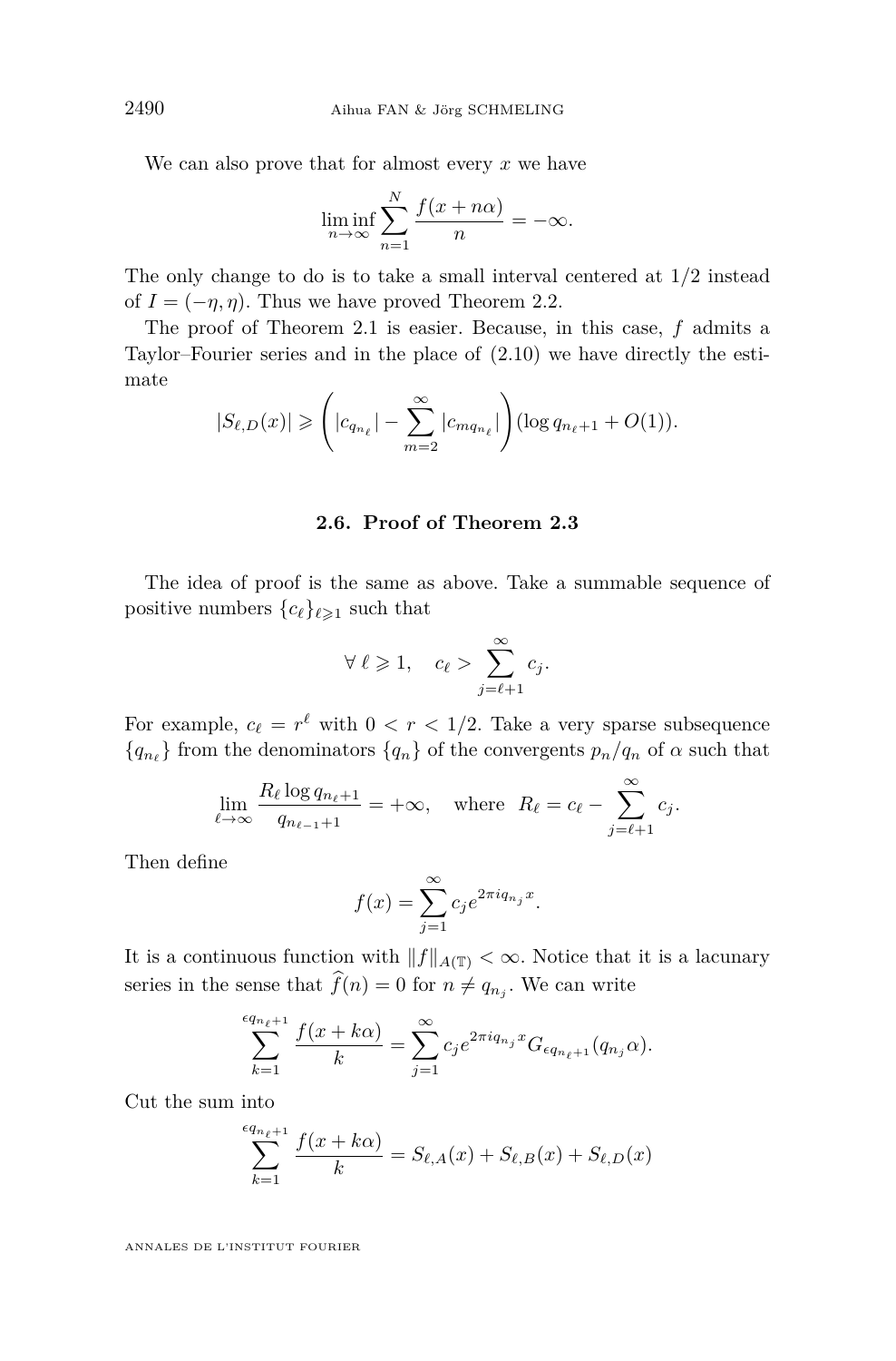We can also prove that for almost every $x$ we have

$$\liminf_{n\to\infty} \sum_{n=1}^{N} \frac{f(x+n\alpha)}{n} = -\infty.$$

The only change to do is to take a small interval centered at 1/2 instead of $I=(-\eta,\eta)$. Thus we have proved Theorem 2.2.

The proof of Theorem 2.1 is easier. Because, in this case, $f$ admits a Taylor–Fourier series and in the place of (2.10) we have directly the estimate

$$|S_{\ell,D}(x)| \geqslant \left(|c_{q_{n_\ell}}| - \sum_{m=2}^{\infty} |c_{mq_{n_\ell}}|\right)(\log q_{n_\ell+1} + O(1)).$$

### 2.6. Proof of Theorem 2.3

The idea of proof is the same as above. Take a summable sequence of positive numbers $\{c_\ell\}_{\ell\geqslant 1}$ such that

$$\forall\ \ell \geqslant 1, \quad c_\ell > \sum_{j=\ell+1}^{\infty} c_j.$$

For example, $c_\ell = r^\ell$ with $0 < r < 1/2$. Take a very sparse subsequence $\{q_{n_\ell}\}$ from the denominators $\{q_n\}$ of the convergents $p_n/q_n$ of $\alpha$ such that

$$\lim_{\ell\to\infty} \frac{R_\ell \log q_{n_\ell+1}}{q_{n_{\ell-1}+1}} = +\infty, \quad \text{where} \ \ R_\ell = c_\ell - \sum_{j=\ell+1}^{\infty} c_j.$$

Then define

$$f(x) = \sum_{j=1}^{\infty} c_j e^{2\pi i q_{n_j} x}.$$

It is a continuous function with $\|f\|_{A(\mathbb{T})} < \infty$. Notice that it is a lacunary series in the sense that $\widehat{f}(n) = 0$ for $n \neq q_{n_j}$. We can write

$$\sum_{k=1}^{\epsilon q_{n_\ell+1}} \frac{f(x+k\alpha)}{k} = \sum_{j=1}^{\infty} c_j e^{2\pi i q_{n_j} x} G_{\epsilon q_{n_\ell+1}}(q_{n_j}\alpha).$$

Cut the sum into

$$\sum_{k=1}^{\epsilon q_{n_\ell+1}} \frac{f(x+k\alpha)}{k} = S_{\ell,A}(x) + S_{\ell,B}(x) + S_{\ell,D}(x)$$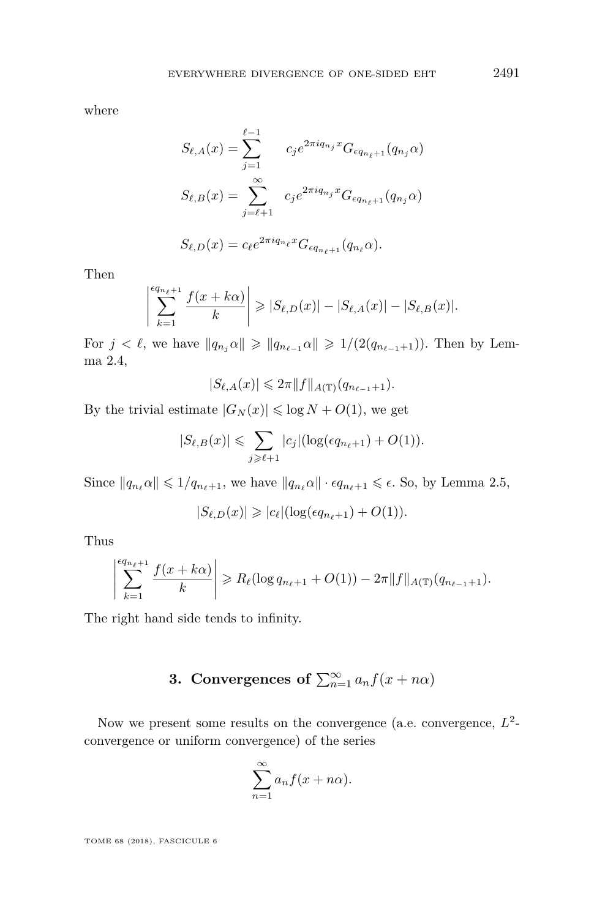where

$$S_{\ell,A}(x) = \sum_{j=1}^{\ell-1} \quad c_j e^{2\pi i q_{n_j} x} G_{\epsilon q_{n_\ell+1}}(q_{n_j}\alpha)$$

$$S_{\ell,B}(x) = \sum_{j=\ell+1}^{\infty} \quad c_j e^{2\pi i q_{n_j} x} G_{\epsilon q_{n_\ell+1}}(q_{n_j}\alpha)$$

$$S_{\ell,D}(x) = c_\ell e^{2\pi i q_{n_\ell} x} G_{\epsilon q_{n_\ell+1}}(q_{n_\ell}\alpha).$$

Then

$$\left| \sum_{k=1}^{\epsilon q_{n_\ell+1}} \frac{f(x+k\alpha)}{k} \right| \geqslant |S_{\ell,D}(x)| - |S_{\ell,A}(x)| - |S_{\ell,B}(x)|.$$

For $j < \ell$, we have $\|q_{n_j}\alpha\| \geqslant \|q_{n_{\ell-1}}\alpha\| \geqslant 1/(2(q_{n_{\ell-1}+1}))$. Then by Lemma 2.4,

$$|S_{\ell,A}(x)| \leqslant 2\pi \|f\|_{A(\mathbb{T})}(q_{n_{\ell-1}+1}).$$

By the trivial estimate $|G_N(x)| \leqslant \log N + O(1)$, we get

$$|S_{\ell,B}(x)| \leqslant \sum_{j \geqslant \ell+1} |c_j| (\log(\epsilon q_{n_\ell+1}) + O(1)).$$

Since $\|q_{n_\ell}\alpha\| \leqslant 1/q_{n_\ell+1}$, we have $\|q_{n_\ell}\alpha\| \cdot \epsilon q_{n_\ell+1} \leqslant \epsilon$. So, by Lemma 2.5,

$$|S_{\ell,D}(x)| \geqslant |c_\ell| (\log(\epsilon q_{n_\ell+1}) + O(1)).$$

Thus

$$\left| \sum_{k=1}^{\epsilon q_{n_\ell+1}} \frac{f(x+k\alpha)}{k} \right| \geqslant R_\ell (\log q_{n_\ell+1} + O(1)) - 2\pi \|f\|_{A(\mathbb{T})}(q_{n_{\ell-1}+1}).$$

The right hand side tends to infinity.

## 3. Convergences of $\sum_{n=1}^{\infty} a_n f(x+n\alpha)$

Now we present some results on the convergence (a.e. convergence, $L^2$-convergence or uniform convergence) of the series

$$\sum_{n=1}^{\infty} a_n f(x+n\alpha).$$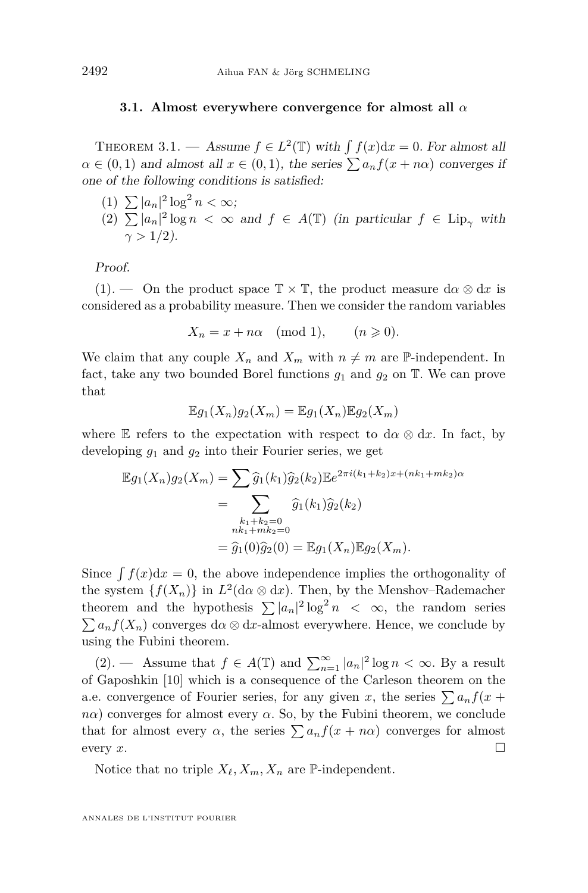### 3.1. Almost everywhere convergence for almost all $\alpha$

Theorem 3.1. — *Assume $f \in L^2(\mathbb{T})$ with $\int f(x)\mathrm{d}x = 0$. For almost all $\alpha \in (0,1)$ and almost all $x \in (0,1)$, the series $\sum a_n f(x+n\alpha)$ converges if one of the following conditions is satisfied:*

1. $\sum |a_n|^2 \log^2 n < \infty$;
2. $\sum |a_n|^2 \log n < \infty$ *and $f \in A(\mathbb{T})$ (in particular $f \in \mathrm{Lip}_\gamma$ with $\gamma > 1/2$).*

*Proof.*

(1). — On the product space $\mathbb{T} \times \mathbb{T}$, the product measure $\mathrm{d}\alpha \otimes \mathrm{d}x$ is considered as a probability measure. Then we consider the random variables

$$X_n = x + n\alpha \pmod 1, \qquad (n \geqslant 0).$$

We claim that any couple $X_n$ and $X_m$ with $n \neq m$ are $\mathbb{P}$-independent. In fact, take any two bounded Borel functions $g_1$ and $g_2$ on $\mathbb{T}$. We can prove that

$$\mathbb{E} g_1(X_n) g_2(X_m) = \mathbb{E} g_1(X_n) \mathbb{E} g_2(X_m)$$

where $\mathbb{E}$ refers to the expectation with respect to $\mathrm{d}\alpha \otimes \mathrm{d}x$. In fact, by developing $g_1$ and $g_2$ into their Fourier series, we get

$$\begin{aligned}
\mathbb{E} g_1(X_n) g_2(X_m) &= \sum \widehat{g}_1(k_1)\widehat{g}_2(k_2) \mathbb{E} e^{2\pi i (k_1+k_2)x + (nk_1+mk_2)\alpha} \\
&= \sum_{\substack{k_1+k_2=0 \\ nk_1+mk_2=0}} \widehat{g}_1(k_1)\widehat{g}_2(k_2) \\
&= \widehat{g}_1(0)\widehat{g}_2(0) = \mathbb{E} g_1(X_n) \mathbb{E} g_2(X_m).
\end{aligned}$$

Since $\int f(x)\mathrm{d}x = 0$, the above independence implies the orthogonality of the system $\{f(X_n)\}$ in $L^2(\mathrm{d}\alpha \otimes \mathrm{d}x)$. Then, by the Menshov–Rademacher theorem and the hypothesis $\sum |a_n|^2 \log^2 n < \infty$, the random series $\sum a_n f(X_n)$ converges $\mathrm{d}\alpha \otimes \mathrm{d}x$-almost everywhere. Hence, we conclude by using the Fubini theorem.

(2). — Assume that $f \in A(\mathbb{T})$ and $\sum_{n=1}^\infty |a_n|^2 \log n < \infty$. By a result of Gaposhkin [10] which is a consequence of the Carleson theorem on the a.e. convergence of Fourier series, for any given $x$, the series $\sum a_n f(x + n\alpha)$ converges for almost every $\alpha$. So, by the Fubini theorem, we conclude that for almost every $\alpha$, the series $\sum a_n f(x+n\alpha)$ converges for almost every $x$. □

Notice that no triple $X_\ell, X_m, X_n$ are $\mathbb{P}$-independent.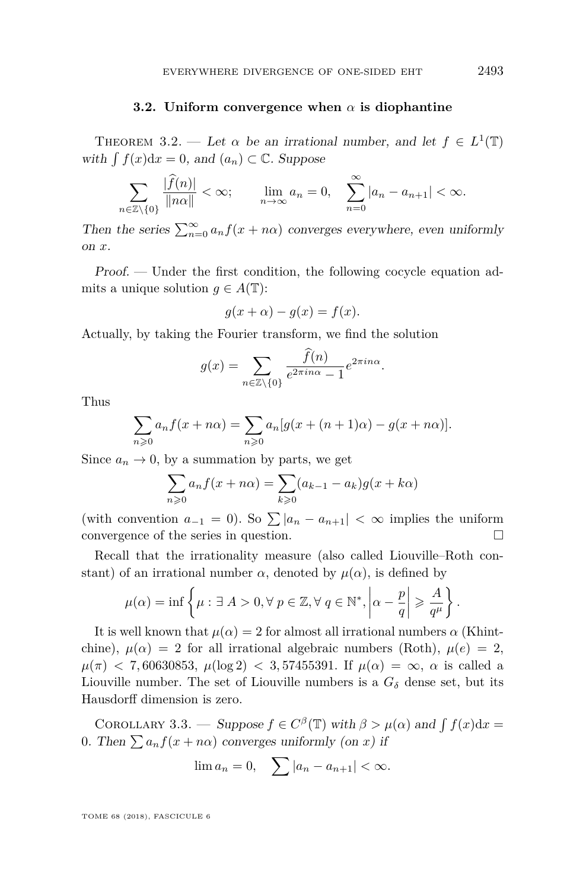### 3.2. Uniform convergence when $\alpha$ is diophantine

Theorem 3.2. — *Let $\alpha$ be an irrational number, and let $f \in L^1(\mathbb{T})$ with $\int f(x)\mathrm{d}x = 0$, and $(a_n) \subset \mathbb{C}$. Suppose*

$$\sum_{n\in\mathbb{Z}\setminus\{0\}} \frac{|\widehat{f}(n)|}{\|n\alpha\|} < \infty; \qquad \lim_{n\to\infty} a_n = 0, \quad \sum_{n=0}^{\infty} |a_n - a_{n+1}| < \infty.$$

*Then the series $\sum_{n=0}^{\infty} a_n f(x+n\alpha)$ converges everywhere, even uniformly on $x$.*

*Proof.* — Under the first condition, the following cocycle equation admits a unique solution $g \in A(\mathbb{T})$:

$$g(x+\alpha) - g(x) = f(x).$$

Actually, by taking the Fourier transform, we find the solution

$$g(x) = \sum_{n\in\mathbb{Z}\setminus\{0\}} \frac{\widehat{f}(n)}{e^{2\pi i n\alpha} - 1} e^{2\pi i n\alpha}.$$

Thus

$$\sum_{n\geqslant 0} a_n f(x+n\alpha) = \sum_{n\geqslant 0} a_n [g(x+(n+1)\alpha) - g(x+n\alpha)].$$

Since $a_n \to 0$, by a summation by parts, we get

$$\sum_{n\geqslant 0} a_n f(x+n\alpha) = \sum_{k\geqslant 0} (a_{k-1} - a_k) g(x+k\alpha)$$

(with convention $a_{-1} = 0$). So $\sum |a_n - a_{n+1}| < \infty$ implies the uniform convergence of the series in question. □

Recall that the irrationality measure (also called Liouville–Roth constant) of an irrational number $\alpha$, denoted by $\mu(\alpha)$, is defined by

$$\mu(\alpha) = \inf\left\{ \mu : \exists\, A > 0, \forall\, p \in \mathbb{Z}, \forall\, q \in \mathbb{N}^*, \left|\alpha - \frac{p}{q}\right| \geqslant \frac{A}{q^{\mu}} \right\}.$$

It is well known that $\mu(\alpha) = 2$ for almost all irrational numbers $\alpha$ (Khintchine), $\mu(\alpha) = 2$ for all irrational algebraic numbers (Roth), $\mu(e) = 2$, $\mu(\pi) < 7,60630853$, $\mu(\log 2) < 3,57455391$. If $\mu(\alpha) = \infty$, $\alpha$ is called a Liouville number. The set of Liouville numbers is a $G_\delta$ dense set, but its Hausdorff dimension is zero.

Corollary 3.3. — *Suppose $f \in C^{\beta}(\mathbb{T})$ with $\beta > \mu(\alpha)$ and $\int f(x)\mathrm{d}x = 0$. Then $\sum a_n f(x+n\alpha)$ converges uniformly (on $x$) if*

$$\lim a_n = 0, \quad \sum |a_n - a_{n+1}| < \infty.$$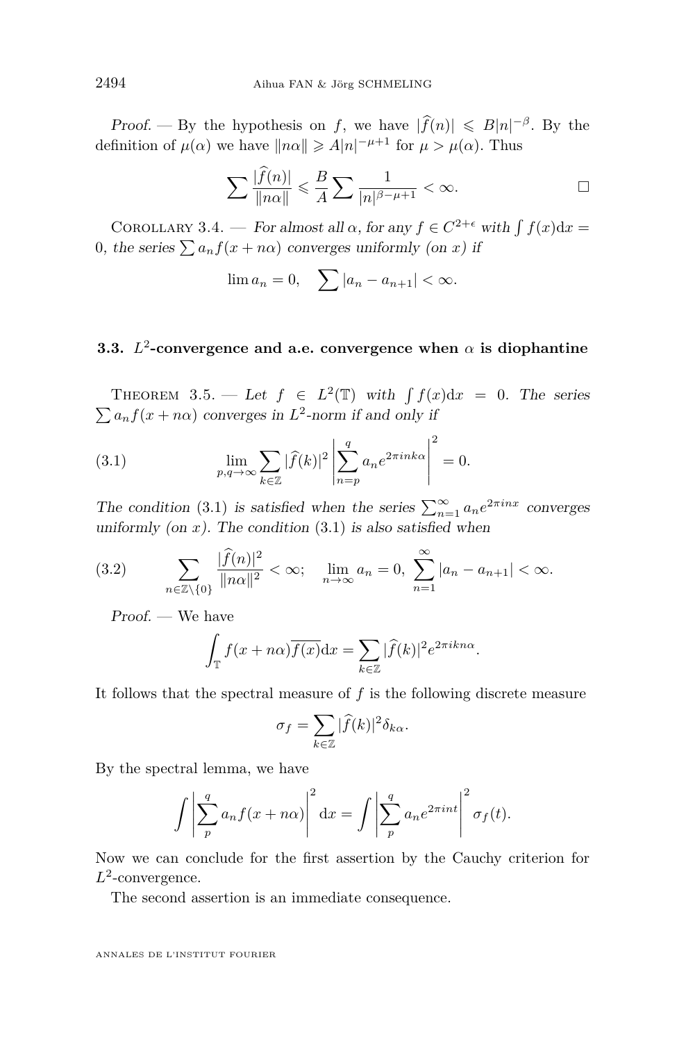*Proof.* — By the hypothesis on $f$, we have $|\widehat{f}(n)| \leqslant B|n|^{-\beta}$. By the definition of $\mu(\alpha)$ we have $\|n\alpha\| \geqslant A|n|^{-\mu+1}$ for $\mu > \mu(\alpha)$. Thus

$$\sum \frac{|\widehat{f}(n)|}{\|n\alpha\|} \leqslant \frac{B}{A} \sum \frac{1}{|n|^{\beta-\mu+1}} < \infty. \qquad \square$$

Corollary 3.4. — *For almost all $\alpha$, for any $f \in C^{2+\epsilon}$ with $\int f(x)\mathrm{d}x = 0$, the series $\sum a_n f(x+n\alpha)$ converges uniformly (on $x$) if*

$$\lim a_n = 0, \quad \sum |a_n - a_{n+1}| < \infty.$$

### 3.3. $L^2$-convergence and a.e. convergence when $\alpha$ is diophantine

Theorem 3.5. — *Let $f \in L^2(\mathbb{T})$ with $\int f(x)\mathrm{d}x = 0$. The series $\sum a_n f(x+n\alpha)$ converges in $L^2$-norm if and only if*

$$\lim_{p,q\to\infty} \sum_{k\in\mathbb{Z}} |\widehat{f}(k)|^2 \left| \sum_{n=p}^{q} a_n e^{2\pi i n k\alpha} \right|^2 = 0. \tag{3.1}$$

*The condition (3.1) is satisfied when the series $\sum_{n=1}^{\infty} a_n e^{2\pi i n x}$ converges uniformly (on $x$). The condition (3.1) is also satisfied when*

$$\sum_{n\in\mathbb{Z}\setminus\{0\}} \frac{|\widehat{f}(n)|^2}{\|n\alpha\|^2} < \infty; \quad \lim_{n\to\infty} a_n = 0, \ \sum_{n=1}^{\infty} |a_n - a_{n+1}| < \infty. \tag{3.2}$$

*Proof.* — We have

$$\int_{\mathbb{T}} f(x+n\alpha)\overline{f(x)}\mathrm{d}x = \sum_{k\in\mathbb{Z}} |\widehat{f}(k)|^2 e^{2\pi i k n\alpha}.$$

It follows that the spectral measure of $f$ is the following discrete measure

$$\sigma_f = \sum_{k\in\mathbb{Z}} |\widehat{f}(k)|^2 \delta_{k\alpha}.$$

By the spectral lemma, we have

$$\int \left| \sum_{p}^{q} a_n f(x+n\alpha) \right|^2 \mathrm{d}x = \int \left| \sum_{p}^{q} a_n e^{2\pi i n t} \right|^2 \sigma_f(t).$$

Now we can conclude for the first assertion by the Cauchy criterion for $L^2$-convergence.

The second assertion is an immediate consequence.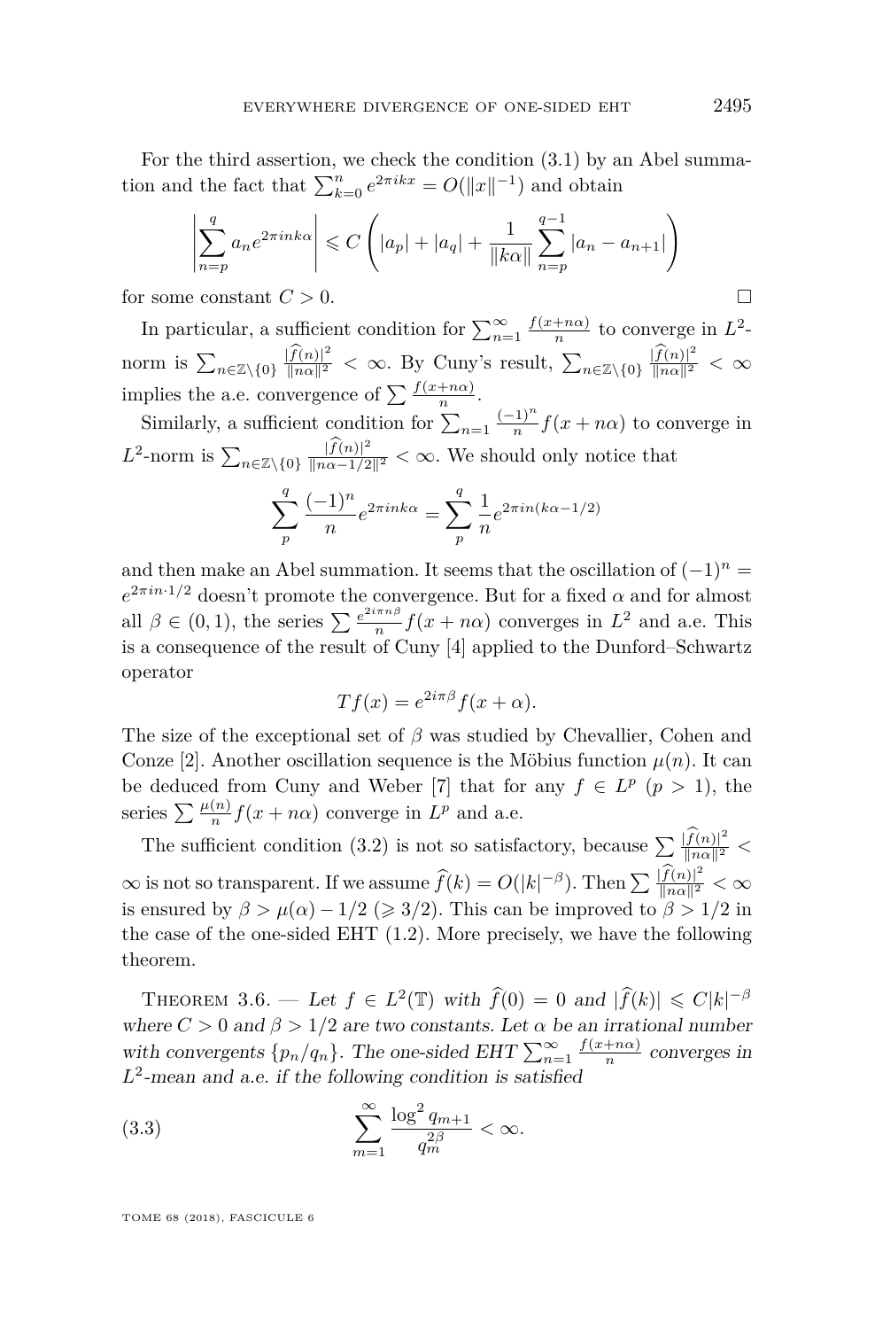For the third assertion, we check the condition (3.1) by an Abel summation and the fact that $\sum_{k=0}^{n} e^{2\pi ikx} = O(\|x\|^{-1})$ and obtain

$$\left|\sum_{n=p}^{q} a_n e^{2\pi ink\alpha}\right| \leqslant C\left(|a_p| + |a_q| + \frac{1}{\|k\alpha\|}\sum_{n=p}^{q-1}|a_n - a_{n+1}|\right)$$

for some constant $C > 0$. □

In particular, a sufficient condition for $\sum_{n=1}^{\infty} \frac{f(x+n\alpha)}{n}$ to converge in $L^2$-norm is $\sum_{n\in\mathbb{Z}\setminus\{0\}} \frac{|\widehat{f}(n)|^2}{\|n\alpha\|^2} < \infty$. By Cuny's result, $\sum_{n\in\mathbb{Z}\setminus\{0\}} \frac{|\widehat{f}(n)|^2}{\|n\alpha\|^2} < \infty$ implies the a.e. convergence of $\sum \frac{f(x+n\alpha)}{n}$.

Similarly, a sufficient condition for $\sum_{n=1} \frac{(-1)^n}{n} f(x+n\alpha)$ to converge in $L^2$-norm is $\sum_{n\in\mathbb{Z}\setminus\{0\}} \frac{|\widehat{f}(n)|^2}{\|n\alpha - 1/2\|^2} < \infty$. We should only notice that

$$\sum_{p}^{q} \frac{(-1)^n}{n} e^{2\pi ink\alpha} = \sum_{p}^{q} \frac{1}{n} e^{2\pi in(k\alpha - 1/2)}$$

and then make an Abel summation. It seems that the oscillation of $(-1)^n = e^{2\pi in\cdot 1/2}$ doesn't promote the convergence. But for a fixed $\alpha$ and for almost all $\beta \in (0,1)$, the series $\sum \frac{e^{2i\pi n\beta}}{n} f(x+n\alpha)$ converges in $L^2$ and a.e. This is a consequence of the result of Cuny [4] applied to the Dunford–Schwartz operator

$$Tf(x) = e^{2i\pi\beta} f(x+\alpha).$$

The size of the exceptional set of $\beta$ was studied by Chevallier, Cohen and Conze [2]. Another oscillation sequence is the Möbius function $\mu(n)$. It can be deduced from Cuny and Weber [7] that for any $f \in L^p$ $(p > 1)$, the series $\sum \frac{\mu(n)}{n} f(x+n\alpha)$ converge in $L^p$ and a.e.

The sufficient condition (3.2) is not so satisfactory, because $\sum \frac{|\widehat{f}(n)|^2}{\|n\alpha\|^2} < \infty$ is not so transparent. If we assume $\widehat{f}(k) = O(|k|^{-\beta})$. Then $\sum \frac{|\widehat{f}(n)|^2}{\|n\alpha\|^2} < \infty$ is ensured by $\beta > \mu(\alpha) - 1/2$ $(\geqslant 3/2)$. This can be improved to $\beta > 1/2$ in the case of the one-sided EHT (1.2). More precisely, we have the following theorem.

Theorem 3.6. — *Let $f \in L^2(\mathbb{T})$ with $\widehat{f}(0) = 0$ and $|\widehat{f}(k)| \leqslant C|k|^{-\beta}$ where $C > 0$ and $\beta > 1/2$ are two constants. Let $\alpha$ be an irrational number with convergents $\{p_n/q_n\}$. The one-sided EHT $\sum_{n=1}^{\infty} \frac{f(x+n\alpha)}{n}$ converges in $L^2$-mean and a.e. if the following condition is satisfied*

$$\sum_{m=1}^{\infty} \frac{\log^2 q_{m+1}}{q_m^{2\beta}} < \infty. \tag{3.3}$$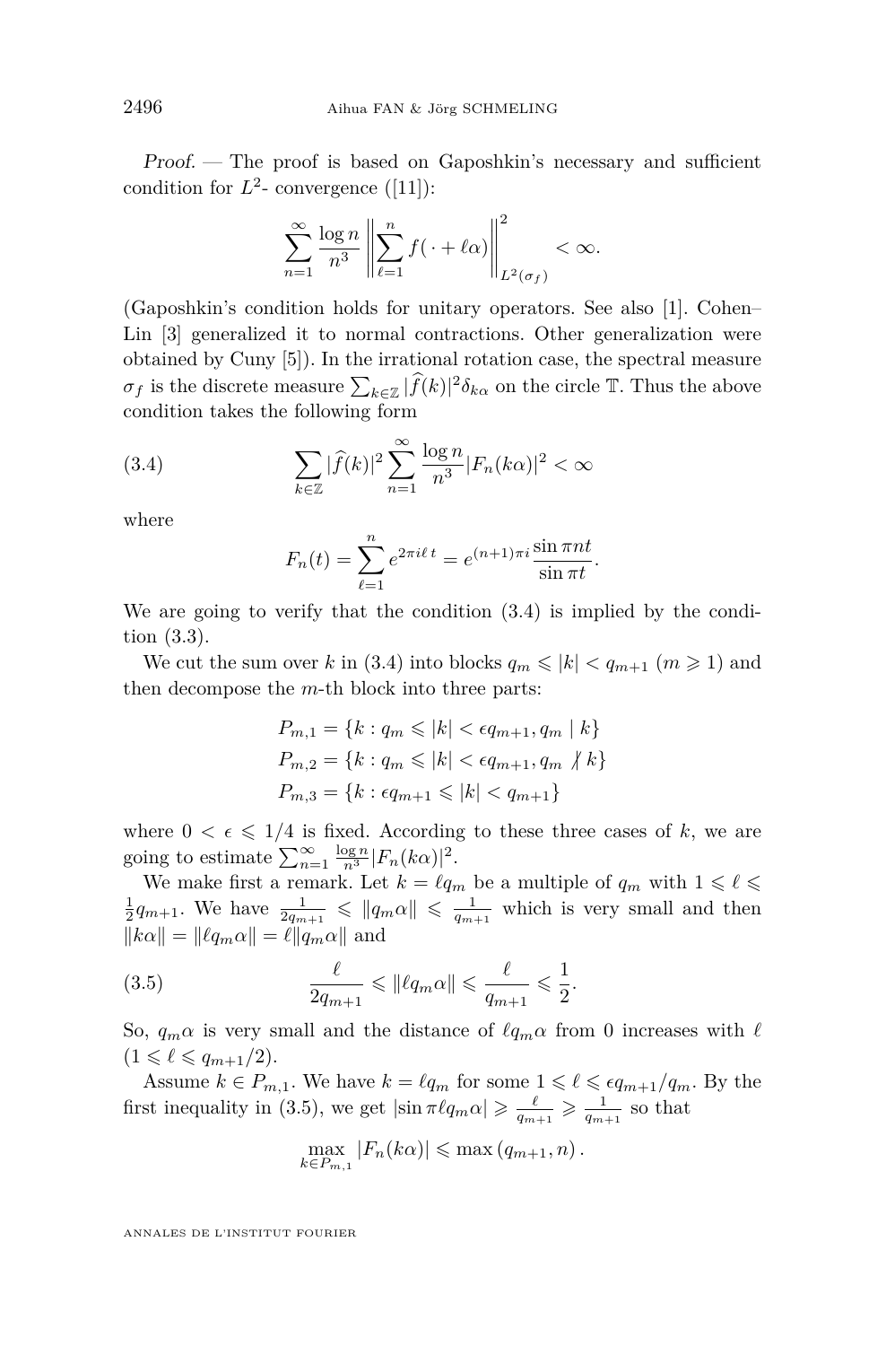*Proof.* — The proof is based on Gaposhkin's necessary and sufficient condition for $L^2$- convergence ([11]):

$$\sum_{n=1}^{\infty} \frac{\log n}{n^3} \left\| \sum_{\ell=1}^{n} f(\,\cdot + \ell\alpha) \right\|^2_{L^2(\sigma_f)} < \infty.$$

(Gaposhkin's condition holds for unitary operators. See also [1]. Cohen–Lin [3] generalized it to normal contractions. Other generalization were obtained by Cuny [5]). In the irrational rotation case, the spectral measure $\sigma_f$ is the discrete measure $\sum_{k\in\mathbb{Z}} |\widehat{f}(k)|^2 \delta_{k\alpha}$ on the circle $\mathbb{T}$. Thus the above condition takes the following form

$$\sum_{k\in\mathbb{Z}} |\widehat{f}(k)|^2 \sum_{n=1}^{\infty} \frac{\log n}{n^3} |F_n(k\alpha)|^2 < \infty \tag{3.4}$$

where

$$F_n(t) = \sum_{\ell=1}^{n} e^{2\pi i \ell\, t} = e^{(n+1)\pi i} \frac{\sin \pi n t}{\sin \pi t}.$$

We are going to verify that the condition (3.4) is implied by the condition (3.3).

We cut the sum over $k$ in (3.4) into blocks $q_m \leqslant |k| < q_{m+1}$ ($m \geqslant 1$) and then decompose the $m$-th block into three parts:

$$P_{m,1} = \{k : q_m \leqslant |k| < \epsilon q_{m+1}, q_m \mid k\}$$
$$P_{m,2} = \{k : q_m \leqslant |k| < \epsilon q_{m+1}, q_m \nmid k\}$$
$$P_{m,3} = \{k : \epsilon q_{m+1} \leqslant |k| < q_{m+1}\}$$

where $0 < \epsilon \leqslant 1/4$ is fixed. According to these three cases of $k$, we are going to estimate $\sum_{n=1}^{\infty} \frac{\log n}{n^3} |F_n(k\alpha)|^2$.

We make first a remark. Let $k = \ell q_m$ be a multiple of $q_m$ with $1 \leqslant \ell \leqslant \frac{1}{2} q_{m+1}$. We have $\frac{1}{2q_{m+1}} \leqslant \|q_m\alpha\| \leqslant \frac{1}{q_{m+1}}$ which is very small and then $\|k\alpha\| = \|\ell q_m \alpha\| = \ell \|q_m\alpha\|$ and

$$\frac{\ell}{2q_{m+1}} \leqslant \|\ell q_m \alpha\| \leqslant \frac{\ell}{q_{m+1}} \leqslant \frac{1}{2}. \tag{3.5}$$

So, $q_m\alpha$ is very small and the distance of $\ell q_m \alpha$ from 0 increases with $\ell$ ($1 \leqslant \ell \leqslant q_{m+1}/2$).

Assume $k \in P_{m,1}$. We have $k = \ell q_m$ for some $1 \leqslant \ell \leqslant \epsilon q_{m+1}/q_m$. By the first inequality in (3.5), we get $|\sin \pi \ell q_m \alpha| \geqslant \frac{\ell}{q_{m+1}} \geqslant \frac{1}{q_{m+1}}$ so that

$$\max_{k\in P_{m,1}} |F_n(k\alpha)| \leqslant \max\left(q_{m+1}, n\right).$$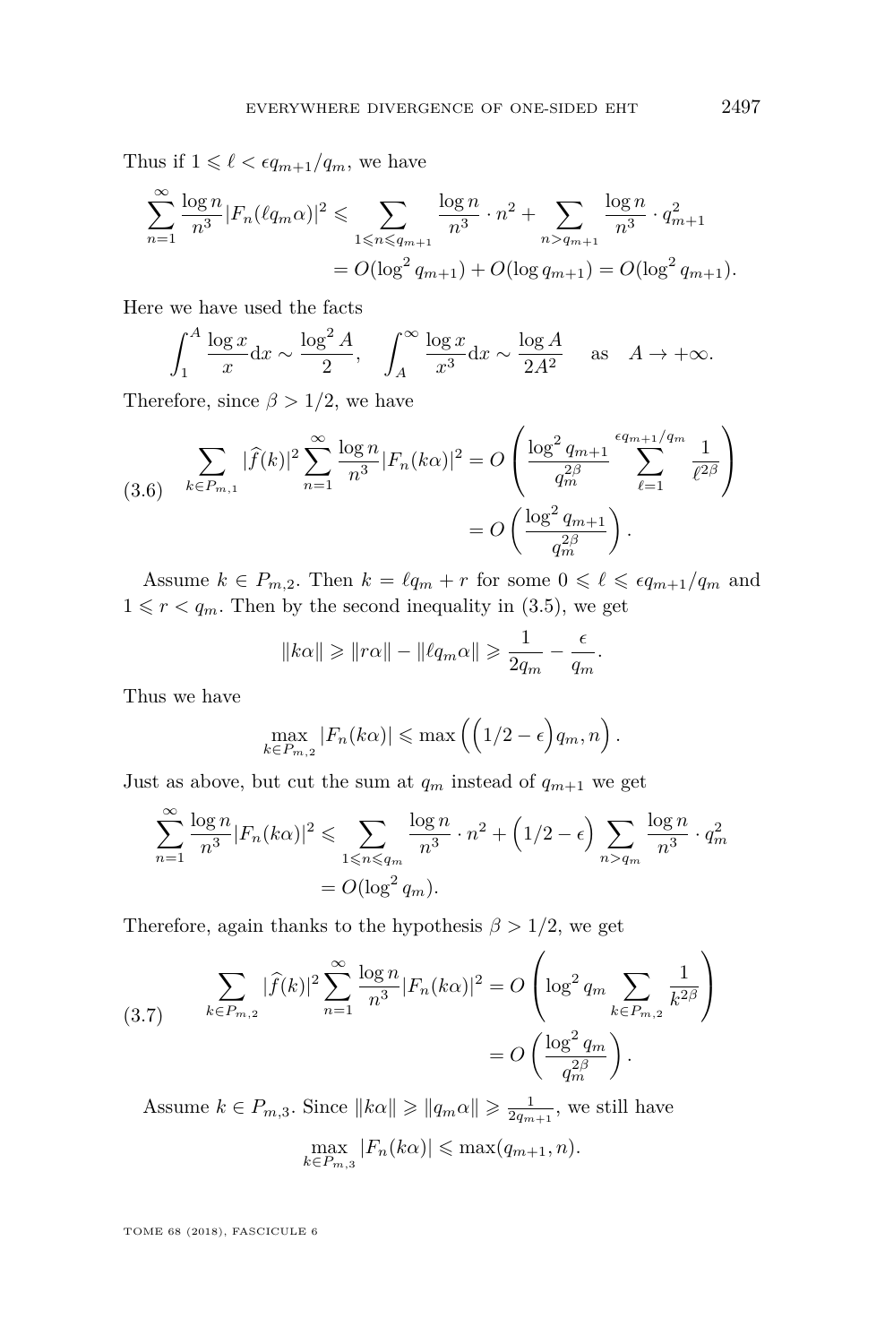Thus if $1 \leqslant \ell < \epsilon q_{m+1}/q_m$, we have

$$\sum_{n=1}^{\infty} \frac{\log n}{n^3} |F_n(\ell q_m \alpha)|^2 \leqslant \sum_{1 \leqslant n \leqslant q_{m+1}} \frac{\log n}{n^3} \cdot n^2 + \sum_{n > q_{m+1}} \frac{\log n}{n^3} \cdot q_{m+1}^2$$
$$= O(\log^2 q_{m+1}) + O(\log q_{m+1}) = O(\log^2 q_{m+1}).$$

Here we have used the facts

$$\int_1^A \frac{\log x}{x} \mathrm{d}x \sim \frac{\log^2 A}{2}, \quad \int_A^{\infty} \frac{\log x}{x^3} \mathrm{d}x \sim \frac{\log A}{2A^2} \quad \text{as} \quad A \to +\infty.$$

Therefore, since $\beta > 1/2$, we have

$$\text{(3.6)} \qquad \sum_{k \in P_{m,1}} |\widehat{f}(k)|^2 \sum_{n=1}^{\infty} \frac{\log n}{n^3} |F_n(k\alpha)|^2 = O\left( \frac{\log^2 q_{m+1}}{q_m^{2\beta}} \sum_{\ell=1}^{\epsilon q_{m+1}/q_m} \frac{1}{\ell^{2\beta}} \right)$$
$$= O\left( \frac{\log^2 q_{m+1}}{q_m^{2\beta}} \right).$$

Assume $k \in P_{m,2}$. Then $k = \ell q_m + r$ for some $0 \leqslant \ell \leqslant \epsilon q_{m+1}/q_m$ and $1 \leqslant r < q_m$. Then by the second inequality in (3.5), we get

$$\|k\alpha\| \geqslant \|r\alpha\| - \|\ell q_m \alpha\| \geqslant \frac{1}{2q_m} - \frac{\epsilon}{q_m}.$$

Thus we have

$$\max_{k \in P_{m,2}} |F_n(k\alpha)| \leqslant \max\left( \left(1/2 - \epsilon\right) q_m, n \right).$$

Just as above, but cut the sum at $q_m$ instead of $q_{m+1}$ we get

$$\sum_{n=1}^{\infty} \frac{\log n}{n^3} |F_n(k\alpha)|^2 \leqslant \sum_{1 \leqslant n \leqslant q_m} \frac{\log n}{n^3} \cdot n^2 + \left(1/2 - \epsilon\right) \sum_{n > q_m} \frac{\log n}{n^3} \cdot q_m^2$$
$$= O(\log^2 q_m).$$

Therefore, again thanks to the hypothesis $\beta > 1/2$, we get

$$\text{(3.7)} \qquad \sum_{k \in P_{m,2}} |\widehat{f}(k)|^2 \sum_{n=1}^{\infty} \frac{\log n}{n^3} |F_n(k\alpha)|^2 = O\left( \log^2 q_m \sum_{k \in P_{m,2}} \frac{1}{k^{2\beta}} \right)$$
$$= O\left( \frac{\log^2 q_m}{q_m^{2\beta}} \right).$$

Assume $k \in P_{m,3}$. Since $\|k\alpha\| \geqslant \|q_m \alpha\| \geqslant \frac{1}{2q_{m+1}}$, we still have

$$\max_{k \in P_{m,3}} |F_n(k\alpha)| \leqslant \max(q_{m+1}, n).$$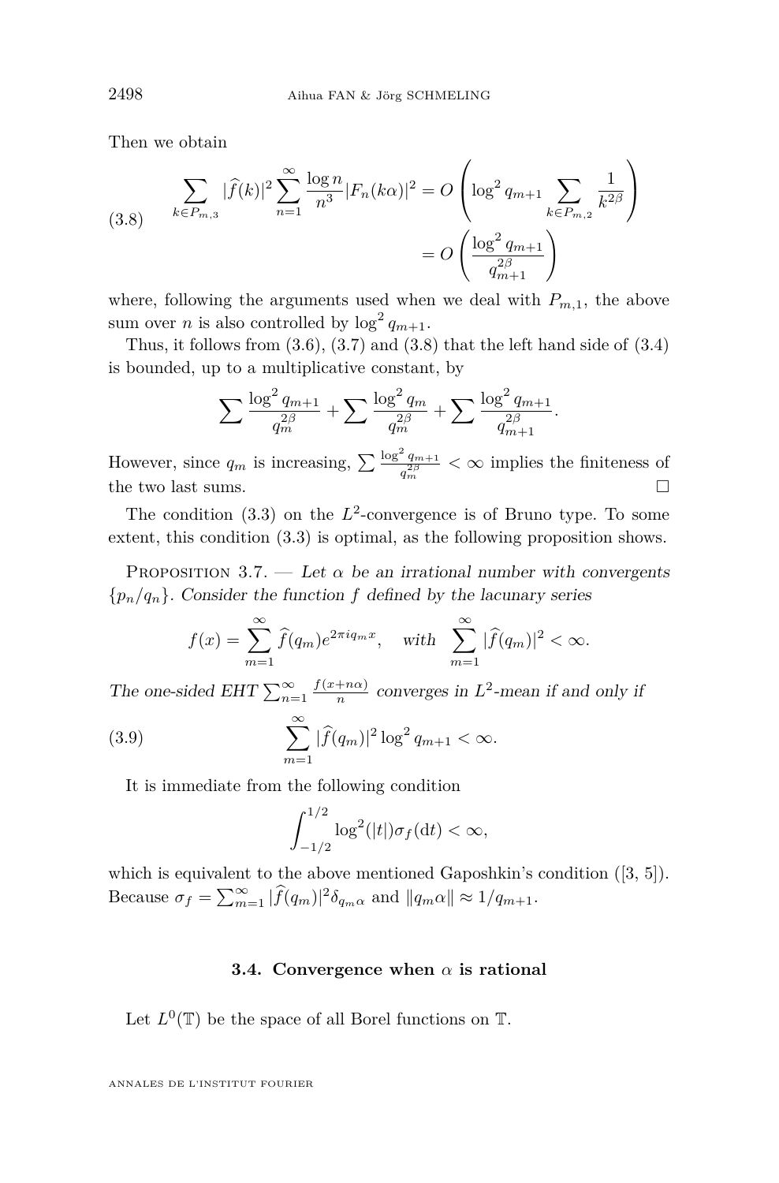Then we obtain

$$\sum_{k\in P_{m,3}} |\widehat{f}(k)|^2 \sum_{n=1}^{\infty} \frac{\log n}{n^3} |F_n(k\alpha)|^2 = O\left(\log^2 q_{m+1} \sum_{k\in P_{m,2}} \frac{1}{k^{2\beta}}\right) = O\left(\frac{\log^2 q_{m+1}}{q_{m+1}^{2\beta}}\right) \tag{3.8}$$

where, following the arguments used when we deal with $P_{m,1}$, the above sum over $n$ is also controlled by $\log^2 q_{m+1}$.

Thus, it follows from (3.6), (3.7) and (3.8) that the left hand side of (3.4) is bounded, up to a multiplicative constant, by

$$\sum \frac{\log^2 q_{m+1}}{q_m^{2\beta}} + \sum \frac{\log^2 q_m}{q_m^{2\beta}} + \sum \frac{\log^2 q_{m+1}}{q_{m+1}^{2\beta}}.$$

However, since $q_m$ is increasing, $\sum \frac{\log^2 q_{m+1}}{q_m^{2\beta}} < \infty$ implies the finiteness of the two last sums. □

The condition (3.3) on the $L^2$-convergence is of Bruno type. To some extent, this condition (3.3) is optimal, as the following proposition shows.

Proposition 3.7. — *Let $\alpha$ be an irrational number with convergents $\{p_n/q_n\}$. Consider the function $f$ defined by the lacunary series*

$$f(x) = \sum_{m=1}^{\infty} \widehat{f}(q_m) e^{2\pi i q_m x}, \quad \textit{with} \quad \sum_{m=1}^{\infty} |\widehat{f}(q_m)|^2 < \infty.$$

*The one-sided EHT $\sum_{n=1}^{\infty} \frac{f(x+n\alpha)}{n}$ converges in $L^2$-mean if and only if*

$$\sum_{m=1}^{\infty} |\widehat{f}(q_m)|^2 \log^2 q_{m+1} < \infty. \tag{3.9}$$

It is immediate from the following condition

$$\int_{-1/2}^{1/2} \log^2(|t|) \sigma_f(\mathrm{d}t) < \infty,$$

which is equivalent to the above mentioned Gaposhkin's condition ([3, 5]). Because $\sigma_f = \sum_{m=1}^{\infty} |\widehat{f}(q_m)|^2 \delta_{q_m\alpha}$ and $\|q_m\alpha\| \approx 1/q_{m+1}$.

### 3.4. Convergence when $\alpha$ is rational

Let $L^0(\mathbb{T})$ be the space of all Borel functions on $\mathbb{T}$.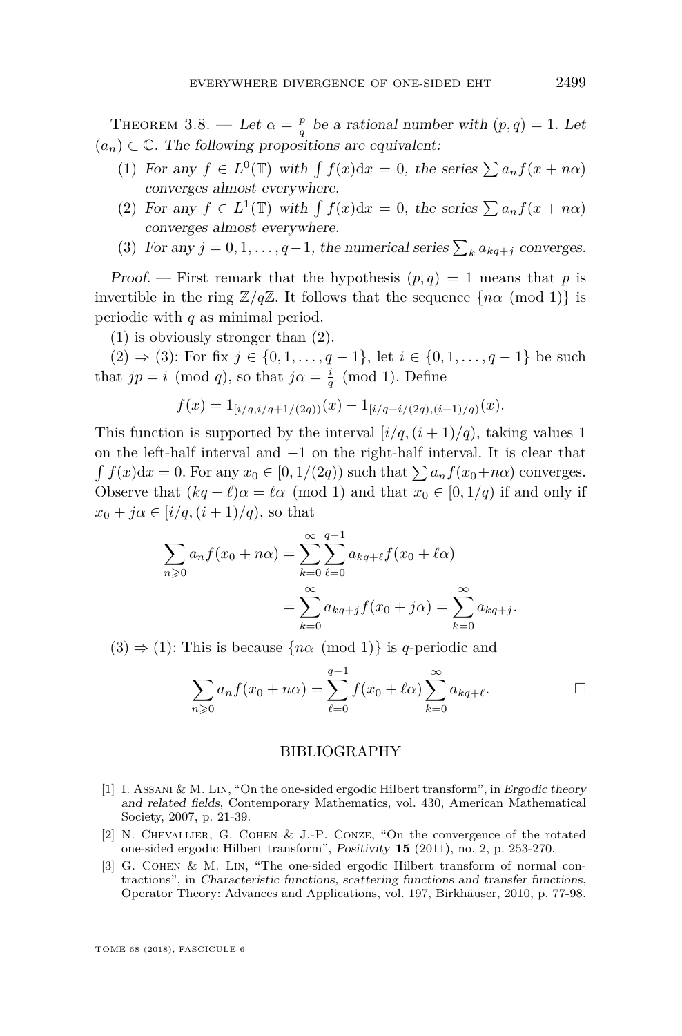Theorem 3.8. — *Let $\alpha = \frac{p}{q}$ be a rational number with $(p,q)=1$. Let $(a_n) \subset \mathbb{C}$. The following propositions are equivalent:*

1. *For any $f \in L^0(\mathbb{T})$ with $\int f(x)\mathrm{d}x = 0$, the series $\sum a_n f(x+n\alpha)$ converges almost everywhere.*
2. *For any $f \in L^1(\mathbb{T})$ with $\int f(x)\mathrm{d}x = 0$, the series $\sum a_n f(x+n\alpha)$ converges almost everywhere.*
3. *For any $j = 0, 1, \dots, q-1$, the numerical series $\sum_k a_{kq+j}$ converges.*

*Proof.* — First remark that the hypothesis $(p,q)=1$ means that $p$ is invertible in the ring $\mathbb{Z}/q\mathbb{Z}$. It follows that the sequence $\{n\alpha \pmod 1\}$ is periodic with $q$ as minimal period.

(1) is obviously stronger than (2).

(2) $\Rightarrow$ (3): For fix $j \in \{0,1,\dots,q-1\}$, let $i \in \{0,1,\dots,q-1\}$ be such that $jp = i \pmod q$, so that $j\alpha = \frac{i}{q} \pmod 1$. Define

$$f(x) = 1_{[i/q, i/q+1/(2q))}(x) - 1_{[i/q+i/(2q),(i+1)/q)}(x).$$

This function is supported by the interval $[i/q,(i+1)/q)$, taking values 1 on the left-half interval and $-1$ on the right-half interval. It is clear that $\int f(x)\mathrm{d}x = 0$. For any $x_0 \in [0, 1/(2q))$ such that $\sum a_n f(x_0+n\alpha)$ converges. Observe that $(kq+\ell)\alpha = \ell\alpha \pmod 1$ and that $x_0 \in [0,1/q)$ if and only if $x_0 + j\alpha \in [i/q,(i+1)/q)$, so that

$$\begin{aligned}
\sum_{n\geqslant 0} a_n f(x_0+n\alpha) &= \sum_{k=0}^{\infty}\sum_{\ell=0}^{q-1} a_{kq+\ell} f(x_0+\ell\alpha) \\
&= \sum_{k=0}^{\infty} a_{kq+j} f(x_0+j\alpha) = \sum_{k=0}^{\infty} a_{kq+j}.
\end{aligned}$$

(3) $\Rightarrow$ (1): This is because $\{n\alpha \pmod 1\}$ is $q$-periodic and

$$\sum_{n\geqslant 0} a_n f(x_0+n\alpha) = \sum_{\ell=0}^{q-1} f(x_0+\ell\alpha)\sum_{k=0}^{\infty} a_{kq+\ell}.$$

□

## BIBLIOGRAPHY

[1] I. Assani & M. Lin, "On the one-sided ergodic Hilbert transform", in *Ergodic theory and related fields*, Contemporary Mathematics, vol. 430, American Mathematical Society, 2007, p. 21-39.

[2] N. Chevallier, G. Cohen & J.-P. Conze, "On the convergence of the rotated one-sided ergodic Hilbert transform", *Positivity* **15** (2011), no. 2, p. 253-270.

[3] G. Cohen & M. Lin, "The one-sided ergodic Hilbert transform of normal contractions", in *Characteristic functions, scattering functions and transfer functions*, Operator Theory: Advances and Applications, vol. 197, Birkhäuser, 2010, p. 77-98.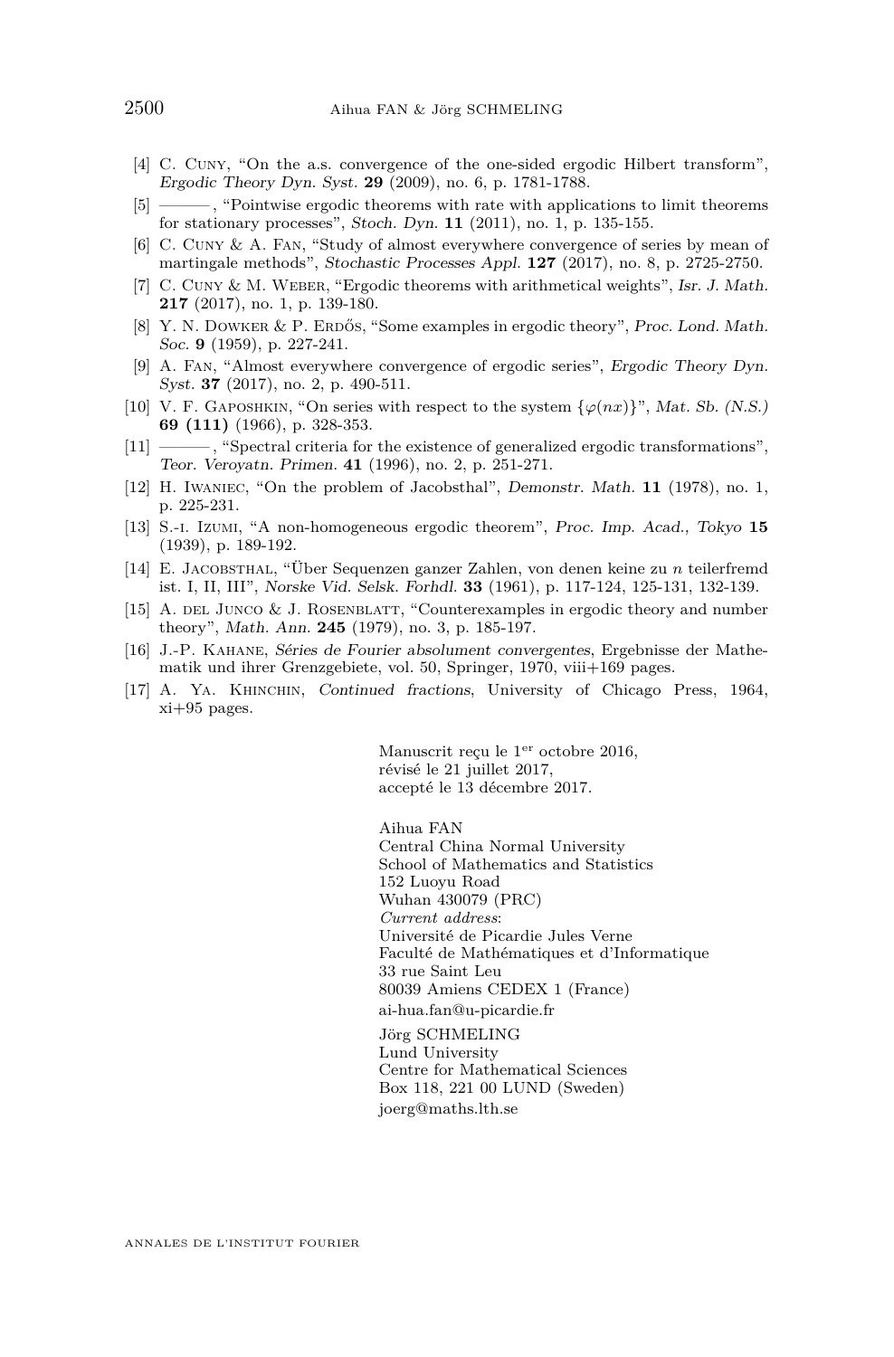[4] C. Cuny, "On the a.s. convergence of the one-sided ergodic Hilbert transform", *Ergodic Theory Dyn. Syst.* **29** (2009), no. 6, p. 1781-1788.

[5] ———, "Pointwise ergodic theorems with rate with applications to limit theorems for stationary processes", *Stoch. Dyn.* **11** (2011), no. 1, p. 135-155.

[6] C. Cuny & A. Fan, "Study of almost everywhere convergence of series by mean of martingale methods", *Stochastic Processes Appl.* **127** (2017), no. 8, p. 2725-2750.

[7] C. Cuny & M. Weber, "Ergodic theorems with arithmetical weights", *Isr. J. Math.* **217** (2017), no. 1, p. 139-180.

[8] Y. N. Dowker & P. Erdős, "Some examples in ergodic theory", *Proc. Lond. Math. Soc.* **9** (1959), p. 227-241.

[9] A. Fan, "Almost everywhere convergence of ergodic series", *Ergodic Theory Dyn. Syst.* **37** (2017), no. 2, p. 490-511.

[10] V. F. Gaposhkin, "On series with respect to the system $\{\varphi(nx)\}$", *Mat. Sb. (N.S.)* **69 (111)** (1966), p. 328-353.

[11] ———, "Spectral criteria for the existence of generalized ergodic transformations", *Teor. Veroyatn. Primen.* **41** (1996), no. 2, p. 251-271.

[12] H. Iwaniec, "On the problem of Jacobsthal", *Demonstr. Math.* **11** (1978), no. 1, p. 225-231.

[13] S.-i. Izumi, "A non-homogeneous ergodic theorem", *Proc. Imp. Acad., Tokyo* **15** (1939), p. 189-192.

[14] E. Jacobsthal, "Über Sequenzen ganzer Zahlen, von denen keine zu $n$ teilerfremd ist. I, II, III", *Norske Vid. Selsk. Forhdl.* **33** (1961), p. 117-124, 125-131, 132-139.

[15] A. del Junco & J. Rosenblatt, "Counterexamples in ergodic theory and number theory", *Math. Ann.* **245** (1979), no. 3, p. 185-197.

[16] J.-P. Kahane, *Séries de Fourier absolument convergentes*, Ergebnisse der Mathematik und ihrer Grenzgebiete, vol. 50, Springer, 1970, viii+169 pages.

[17] A. Ya. Khinchin, *Continued fractions*, University of Chicago Press, 1964, xi+95 pages.

Manuscrit reçu le 1er octobre 2016,
révisé le 21 juillet 2017,
accepté le 13 décembre 2017.

Aihua FAN
Central China Normal University
School of Mathematics and Statistics
152 Luoyu Road
Wuhan 430079 (PRC)
*Current address*:
Université de Picardie Jules Verne
Faculté de Mathématiques et d'Informatique
33 rue Saint Leu
80039 Amiens CEDEX 1 (France)
ai-hua.fan@u-picardie.fr

Jörg SCHMELING
Lund University
Centre for Mathematical Sciences
Box 118, 221 00 LUND (Sweden)
joerg@maths.lth.se